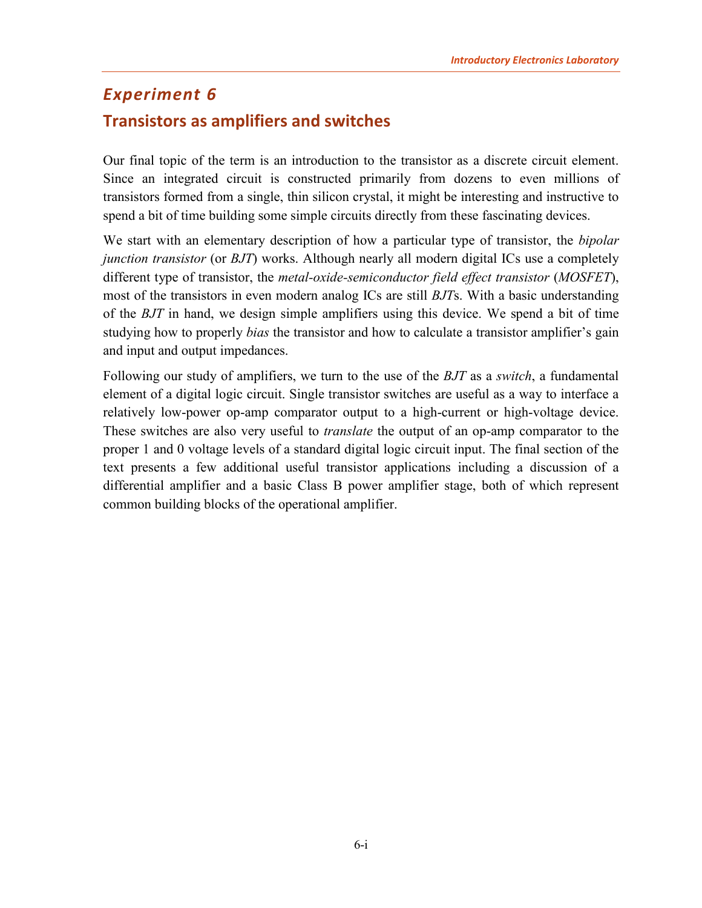# *Experiment 6*

## Transistors as amplifiers and switches

Our final topic of the term is an introduction to the transistor as a discrete circuit element. Since an integrated circuit is constructed primarily from dozens to even millions of transistors formed from a single, thin silicon crystal, it might be interesting and instructive to spend a bit of time building some simple circuits directly from these fascinating devices.

We start with an elementary description of how a particular type of transistor, the *bipolar junction transistor* (or *BJT*) works. Although nearly all modern digital ICs use a completely different type of transistor, the *metal-oxide-semiconductor field effect transistor* (*MOSFET*), most of the transistors in even modern analog ICs are still *BJT*s. With a basic understanding of the *BJT* in hand, we design simple amplifiers using this device. We spend a bit of time studying how to properly *bias* the transistor and how to calculate a transistor amplifier's gain and input and output impedances.

Following our study of amplifiers, we turn to the use of the *BJT* as a *switch*, a fundamental element of a digital logic circuit. Single transistor switches are useful as a way to interface a relatively low-power op-amp comparator output to a high-current or high-voltage device. These switches are also very useful to *translate* the output of an op-amp comparator to the proper 1 and 0 voltage levels of a standard digital logic circuit input. The final section of the text presents a few additional useful transistor applications including a discussion of a differential amplifier and a basic Class B power amplifier stage, both of which represent common building blocks of the operational amplifier.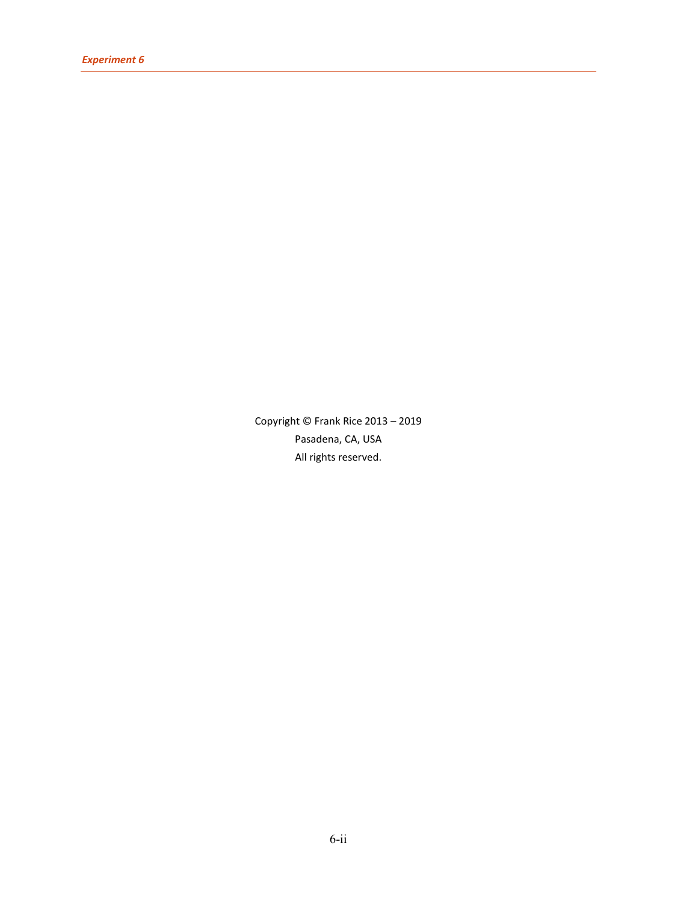Copyright © Frank Rice 2013 – 2019

Pasadena, CA, USA

All rights reserved.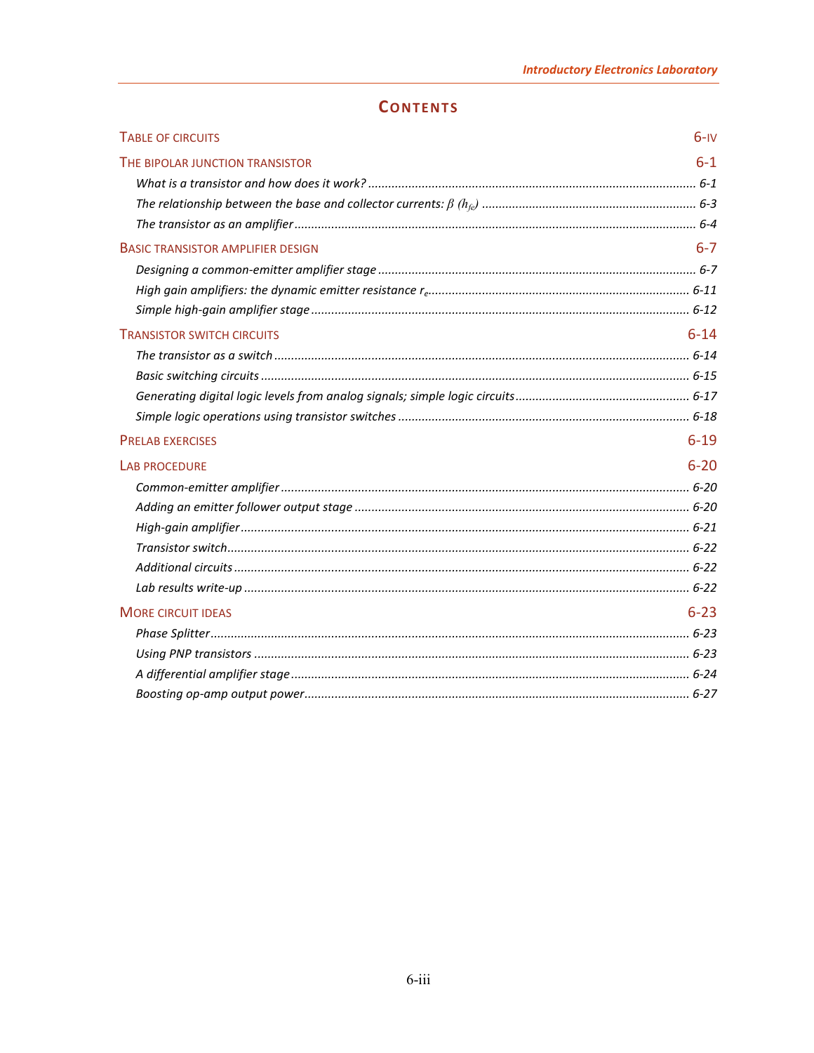# CONTENTS

TABLE OF CIRCUITS 6-IV

THE BIPOLAR JUNCTION TRANSISTOR 6-1

- *What is a transistor and how does it work?* ... 6-1
- *The relationship between the base and collector currents: $\beta$ ($h_{fe}$)* ... 6-3
- *The transistor as an amplifier* ... 6-4

BASIC TRANSISTOR AMPLIFIER DESIGN 6-7

- *Designing a common-emitter amplifier stage* ... 6-7
- *High gain amplifiers: the dynamic emitter resistance $r_e$* ... 6-11
- *Simple high-gain amplifier stage* ... 6-12

TRANSISTOR SWITCH CIRCUITS 6-14

- *The transistor as a switch* ... 6-14
- *Basic switching circuits* ... 6-15
- *Generating digital logic levels from analog signals; simple logic circuits* ... 6-17
- *Simple logic operations using transistor switches* ... 6-18

PRELAB EXERCISES 6-19

LAB PROCEDURE 6-20

- *Common-emitter amplifier* ... 6-20
- *Adding an emitter follower output stage* ... 6-20
- *High-gain amplifier* ... 6-21
- *Transistor switch* ... 6-22
- *Additional circuits* ... 6-22
- *Lab results write-up* ... 6-22

MORE CIRCUIT IDEAS 6-23

- *Phase Splitter* ... 6-23
- *Using PNP transistors* ... 6-23
- *A differential amplifier stage* ... 6-24
- *Boosting op-amp output power* ... 6-27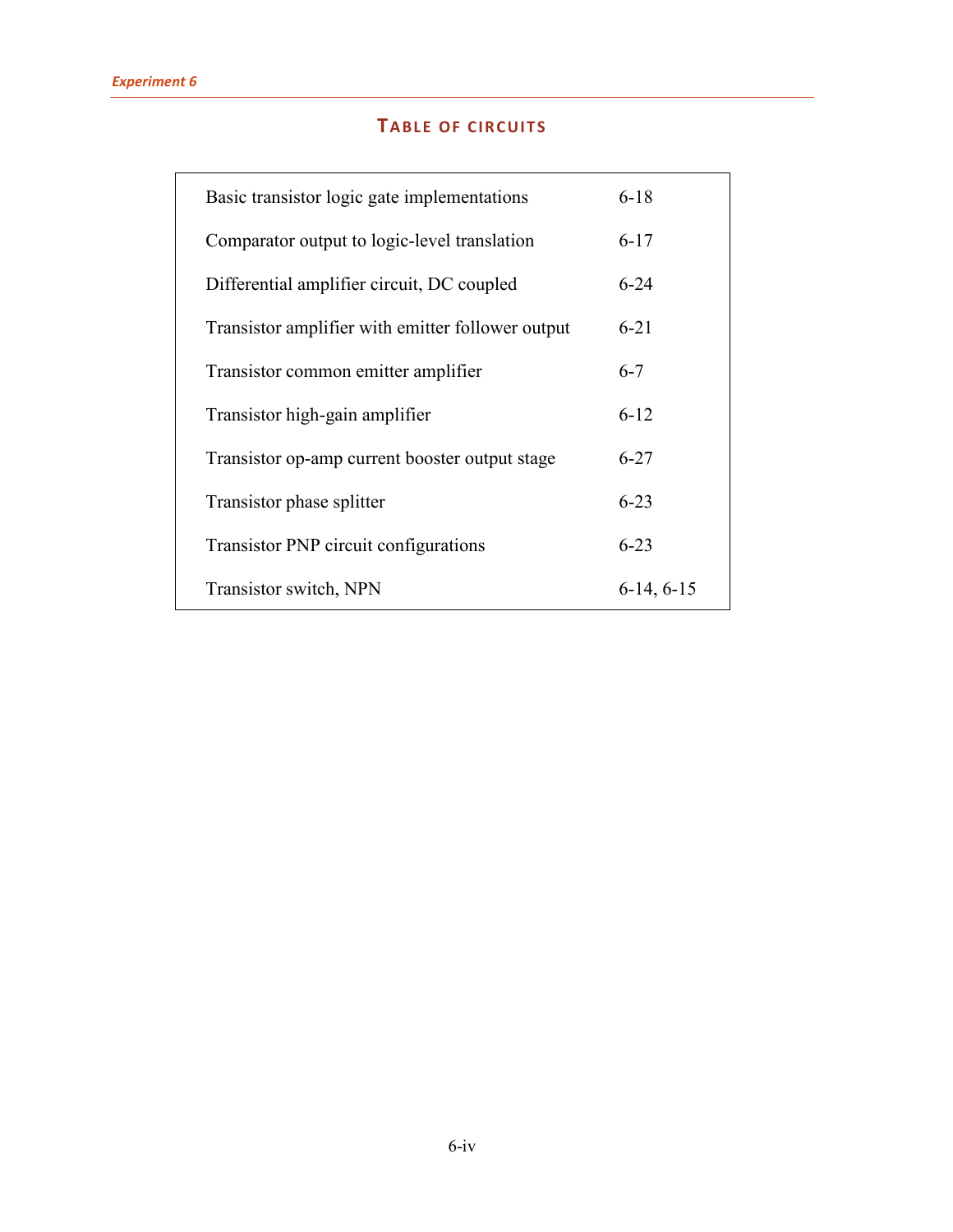## Table of circuits

| Circuit | Page |
| --- | --- |
| Basic transistor logic gate implementations | 6-18 |
| Comparator output to logic-level translation | 6-17 |
| Differential amplifier circuit, DC coupled | 6-24 |
| Transistor amplifier with emitter follower output | 6-21 |
| Transistor common emitter amplifier | 6-7 |
| Transistor high-gain amplifier | 6-12 |
| Transistor op-amp current booster output stage | 6-27 |
| Transistor phase splitter | 6-23 |
| Transistor PNP circuit configurations | 6-23 |
| Transistor switch, NPN | 6-14, 6-15 |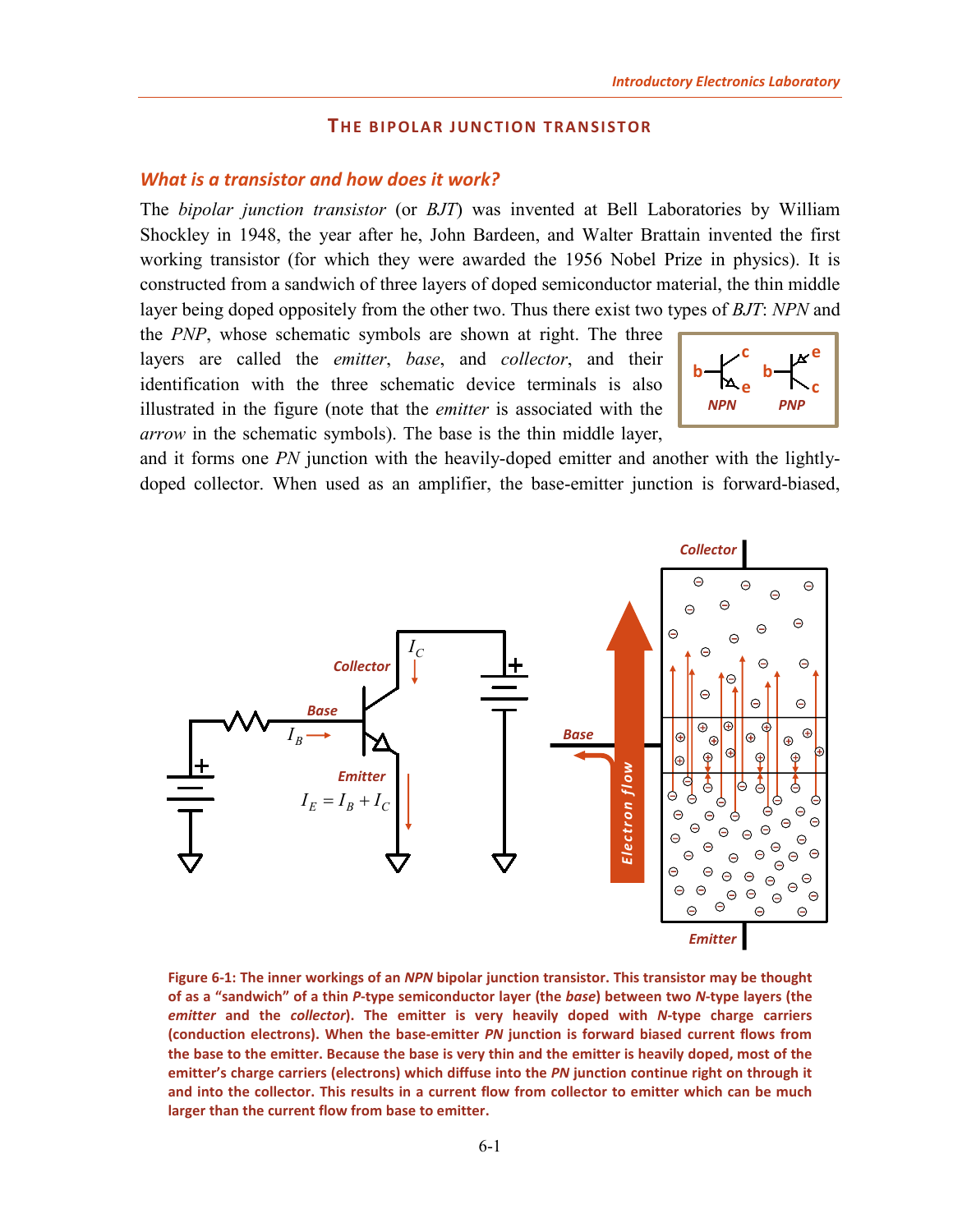# The Bipolar Junction Transistor

## What is a transistor and how does it work?

The *bipolar junction transistor* (or *BJT*) was invented at Bell Laboratories by William Shockley in 1948, the year after he, John Bardeen, and Walter Brattain invented the first working transistor (for which they were awarded the 1956 Nobel Prize in physics). It is constructed from a sandwich of three layers of doped semiconductor material, the thin middle layer being doped oppositely from the other two. Thus there exist two types of *BJT*: *NPN* and the *PNP*, whose schematic symbols are shown at right. The three layers are called the *emitter*, *base*, and *collector*, and their identification with the three schematic device terminals is also illustrated in the figure (note that the *emitter* is associated with the *arrow* in the schematic symbols). The base is the thin middle layer, and it forms one *PN* junction with the heavily-doped emitter and another with the lightly-doped collector. When used as an amplifier, the base-emitter junction is forward-biased,

$$I_E = I_B + I_C$$

**Figure 6-1: The inner workings of an *NPN* bipolar junction transistor. This transistor may be thought of as a "sandwich" of a thin *P*-type semiconductor layer (the *base*) between two *N*-type layers (the *emitter* and the *collector*). The emitter is very heavily doped with *N*-type charge carriers (conduction electrons). When the base-emitter *PN* junction is forward biased current flows from the base to the emitter. Because the base is very thin and the emitter is heavily doped, most of the emitter's charge carriers (electrons) which diffuse into the *PN* junction continue right on through it and into the collector. This results in a current flow from collector to emitter which can be much larger than the current flow from base to emitter.**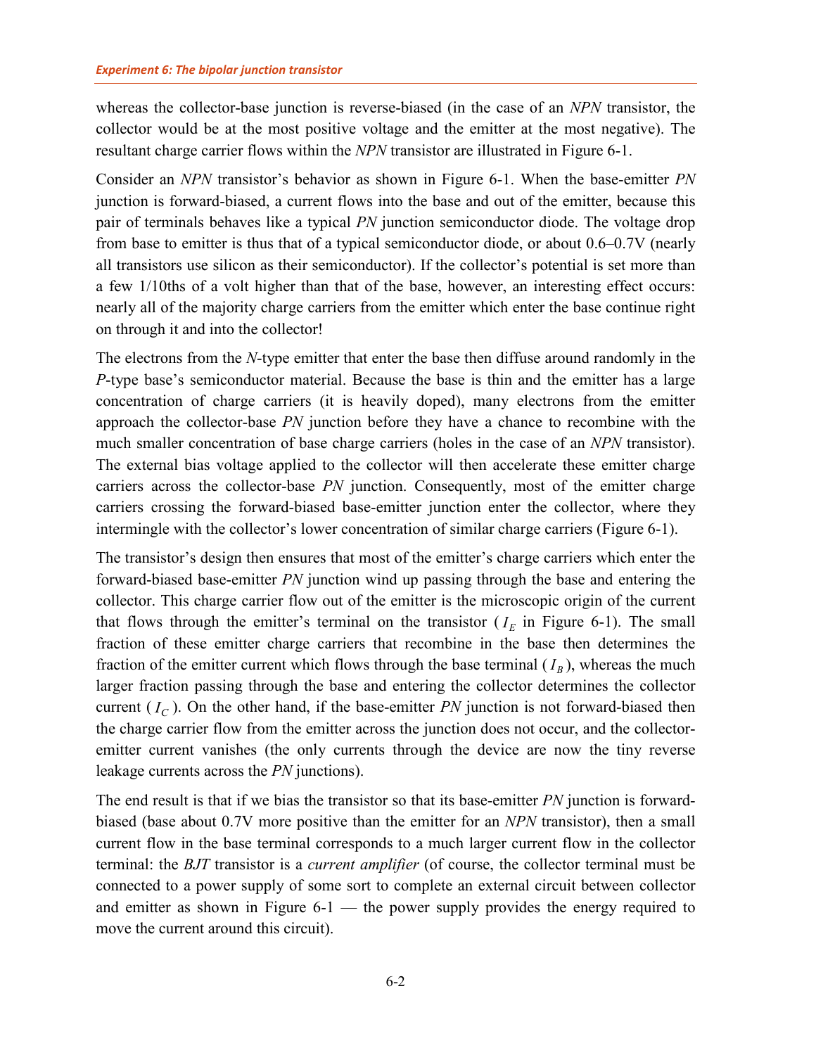whereas the collector-base junction is reverse-biased (in the case of an *NPN* transistor, the collector would be at the most positive voltage and the emitter at the most negative). The resultant charge carrier flows within the *NPN* transistor are illustrated in Figure 6-1.

Consider an *NPN* transistor's behavior as shown in Figure 6-1. When the base-emitter *PN* junction is forward-biased, a current flows into the base and out of the emitter, because this pair of terminals behaves like a typical *PN* junction semiconductor diode. The voltage drop from base to emitter is thus that of a typical semiconductor diode, or about 0.6–0.7V (nearly all transistors use silicon as their semiconductor). If the collector's potential is set more than a few 1/10ths of a volt higher than that of the base, however, an interesting effect occurs: nearly all of the majority charge carriers from the emitter which enter the base continue right on through it and into the collector!

The electrons from the *N*-type emitter that enter the base then diffuse around randomly in the *P*-type base's semiconductor material. Because the base is thin and the emitter has a large concentration of charge carriers (it is heavily doped), many electrons from the emitter approach the collector-base *PN* junction before they have a chance to recombine with the much smaller concentration of base charge carriers (holes in the case of an *NPN* transistor). The external bias voltage applied to the collector will then accelerate these emitter charge carriers across the collector-base *PN* junction. Consequently, most of the emitter charge carriers crossing the forward-biased base-emitter junction enter the collector, where they intermingle with the collector's lower concentration of similar charge carriers (Figure 6-1).

The transistor's design then ensures that most of the emitter's charge carriers which enter the forward-biased base-emitter *PN* junction wind up passing through the base and entering the collector. This charge carrier flow out of the emitter is the microscopic origin of the current that flows through the emitter's terminal on the transistor ($I_E$ in Figure 6-1). The small fraction of these emitter charge carriers that recombine in the base then determines the fraction of the emitter current which flows through the base terminal ($I_B$), whereas the much larger fraction passing through the base and entering the collector determines the collector current ($I_C$). On the other hand, if the base-emitter *PN* junction is not forward-biased then the charge carrier flow from the emitter across the junction does not occur, and the collector-emitter current vanishes (the only currents through the device are now the tiny reverse leakage currents across the *PN* junctions).

The end result is that if we bias the transistor so that its base-emitter *PN* junction is forward-biased (base about 0.7V more positive than the emitter for an *NPN* transistor), then a small current flow in the base terminal corresponds to a much larger current flow in the collector terminal: the *BJT* transistor is a *current amplifier* (of course, the collector terminal must be connected to a power supply of some sort to complete an external circuit between collector and emitter as shown in Figure 6-1 — the power supply provides the energy required to move the current around this circuit).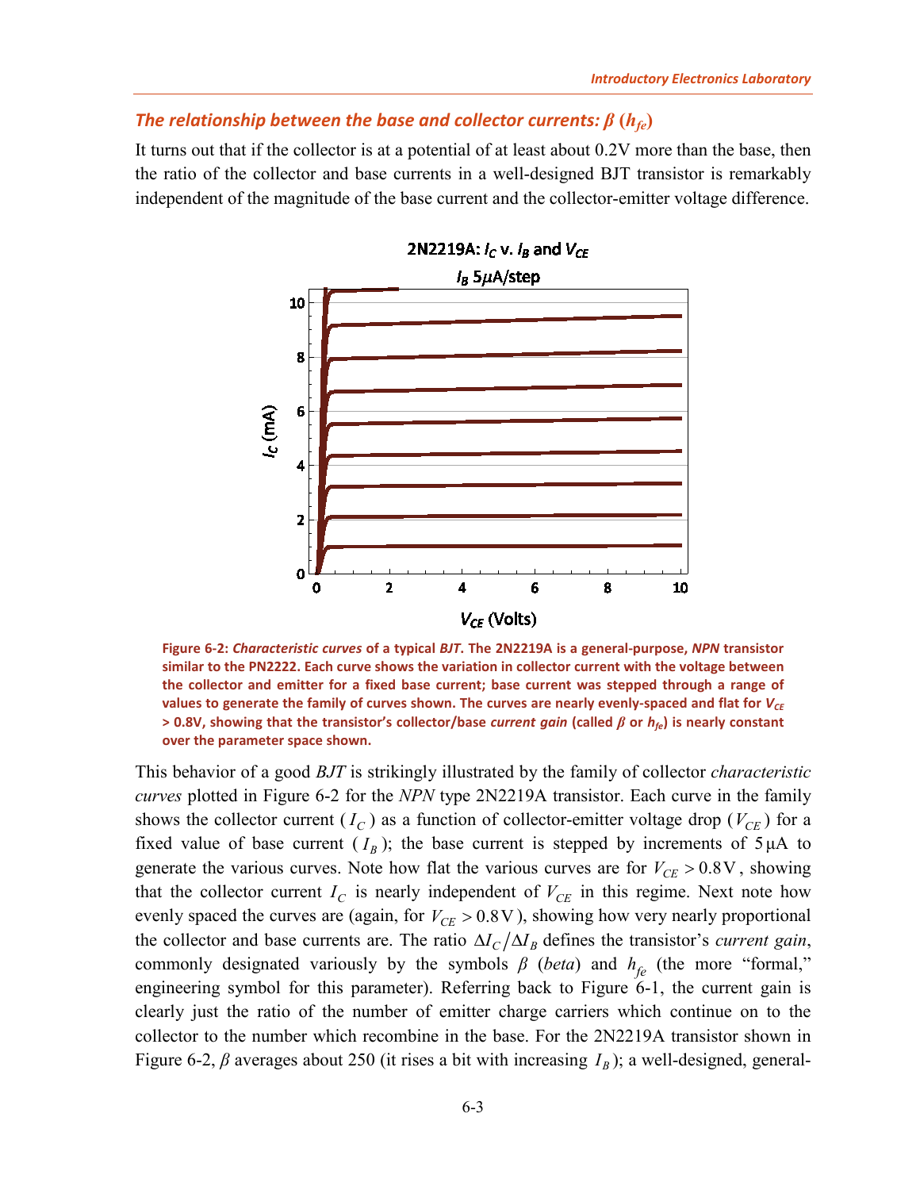### *The relationship between the base and collector currents: β ($h_{fe}$)*

It turns out that if the collector is at a potential of at least about 0.2V more than the base, then the ratio of the collector and base currents in a well-designed BJT transistor is remarkably independent of the magnitude of the base current and the collector-emitter voltage difference.

**Figure 6-2: *Characteristic curves* of a typical *BJT*. The 2N2219A is a general-purpose, *NPN* transistor similar to the PN2222. Each curve shows the variation in collector current with the voltage between the collector and emitter for a fixed base current; base current was stepped through a range of values to generate the family of curves shown. The curves are nearly evenly-spaced and flat for $V_{CE}$ > 0.8V, showing that the transistor's collector/base *current gain* (called β or $h_{fe}$) is nearly constant over the parameter space shown.**

This behavior of a good *BJT* is strikingly illustrated by the family of collector *characteristic curves* plotted in Figure 6-2 for the *NPN* type 2N2219A transistor. Each curve in the family shows the collector current ($I_C$) as a function of collector-emitter voltage drop ($V_{CE}$) for a fixed value of base current ($I_B$); the base current is stepped by increments of $5\,\mu\text{A}$ to generate the various curves. Note how flat the various curves are for $V_{CE} > 0.8\,\text{V}$, showing that the collector current $I_C$ is nearly independent of $V_{CE}$ in this regime. Next note how evenly spaced the curves are (again, for $V_{CE} > 0.8\,\text{V}$), showing how very nearly proportional the collector and base currents are. The ratio $\Delta I_C / \Delta I_B$ defines the transistor's *current gain*, commonly designated variously by the symbols β (*beta*) and $h_{fe}$ (the more "formal," engineering symbol for this parameter). Referring back to Figure 6-1, the current gain is clearly just the ratio of the number of emitter charge carriers which continue on to the collector to the number which recombine in the base. For the 2N2219A transistor shown in Figure 6-2, β averages about 250 (it rises a bit with increasing $I_B$); a well-designed, general-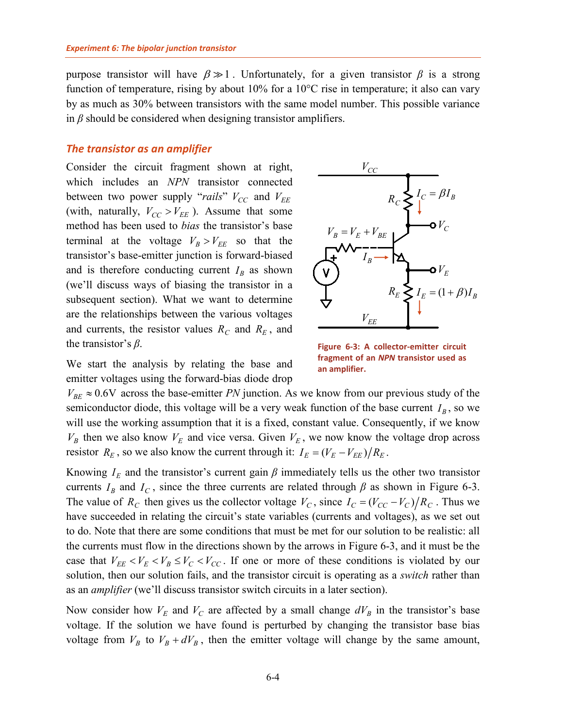purpose transistor will have $\beta \gg 1$. Unfortunately, for a given transistor $\beta$ is a strong function of temperature, rising by about 10% for a 10°C rise in temperature; it also can vary by as much as 30% between transistors with the same model number. This possible variance in $\beta$ should be considered when designing transistor amplifiers.

### *The transistor as an amplifier*

Consider the circuit fragment shown at right, which includes an *NPN* transistor connected between two power supply "*rails*" $V_{CC}$ and $V_{EE}$ (with, naturally, $V_{CC} > V_{EE}$). Assume that some method has been used to *bias* the transistor's base terminal at the voltage $V_B > V_{EE}$ so that the transistor's base-emitter junction is forward-biased and is therefore conducting current $I_B$ as shown (we'll discuss ways of biasing the transistor in a subsequent section). What we want to determine are the relationships between the various voltages and currents, the resistor values $R_C$ and $R_E$, and the transistor's $\beta$.

**Figure 6-3: A collector-emitter circuit fragment of an *NPN* transistor used as an amplifier.**

We start the analysis by relating the base and emitter voltages using the forward-bias diode drop $V_{BE} \approx 0.6\text{V}$ across the base-emitter *PN* junction. As we know from our previous study of the semiconductor diode, this voltage will be a very weak function of the base current $I_B$, so we will use the working assumption that it is a fixed, constant value. Consequently, if we know $V_B$ then we also know $V_E$ and vice versa. Given $V_E$, we now know the voltage drop across resistor $R_E$, so we also know the current through it: $I_E = (V_E - V_{EE})/R_E$.

Knowing $I_E$ and the transistor's current gain $\beta$ immediately tells us the other two transistor currents $I_B$ and $I_C$, since the three currents are related through $\beta$ as shown in Figure 6-3. The value of $R_C$ then gives us the collector voltage $V_C$, since $I_C = (V_{CC} - V_C)/R_C$. Thus we have succeeded in relating the circuit's state variables (currents and voltages), as we set out to do. Note that there are some conditions that must be met for our solution to be realistic: all the currents must flow in the directions shown by the arrows in Figure 6-3, and it must be the case that $V_{EE} < V_E < V_B \le V_C < V_{CC}$. If one or more of these conditions is violated by our solution, then our solution fails, and the transistor circuit is operating as a *switch* rather than as an *amplifier* (we'll discuss transistor switch circuits in a later section).

Now consider how $V_E$ and $V_C$ are affected by a small change $dV_B$ in the transistor's base voltage. If the solution we have found is perturbed by changing the transistor base bias voltage from $V_B$ to $V_B + dV_B$, then the emitter voltage will change by the same amount,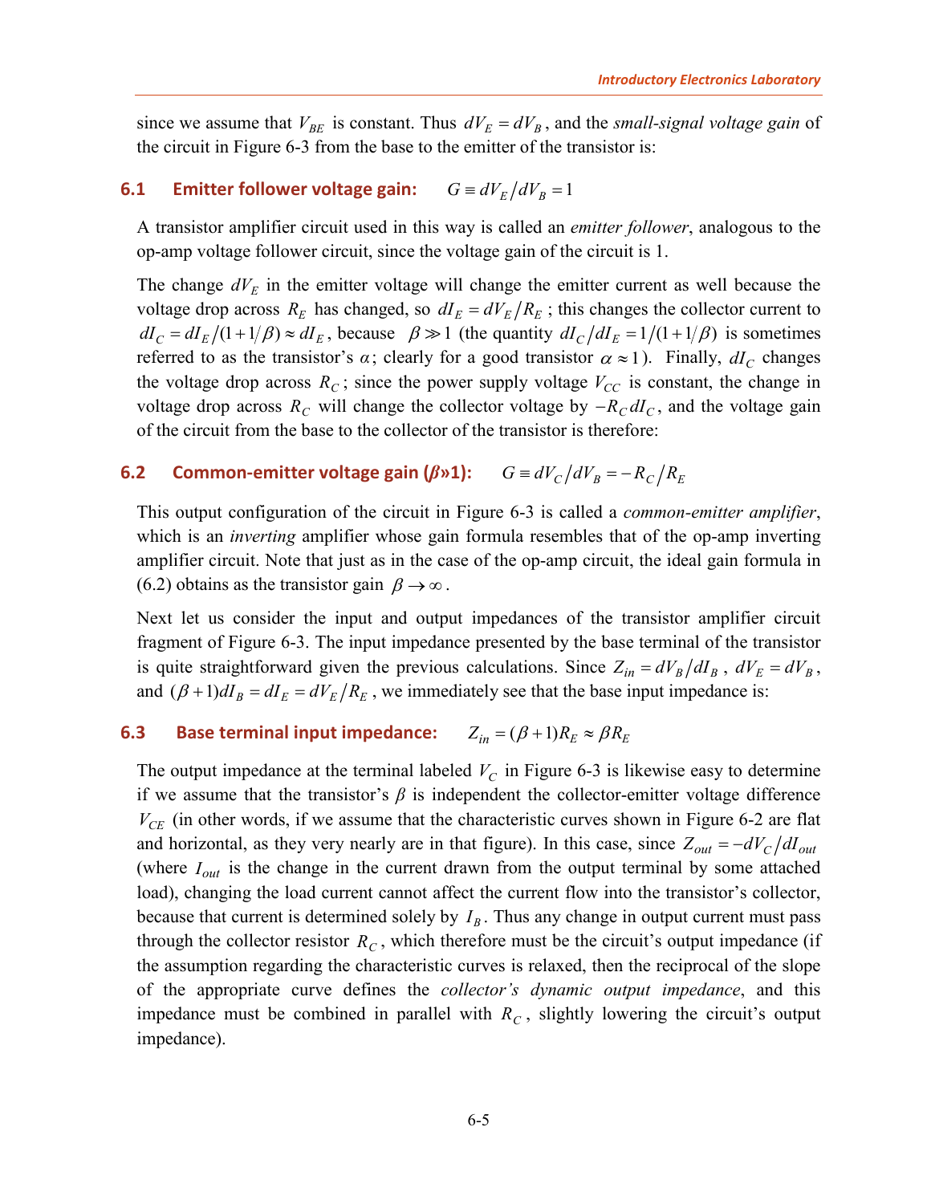since we assume that $V_{BE}$ is constant. Thus $dV_E = dV_B$, and the *small-signal voltage gain* of the circuit in Figure 6-3 from the base to the emitter of the transistor is:

### 6.1 Emitter follower voltage gain: $G \equiv dV_E / dV_B = 1$

A transistor amplifier circuit used in this way is called an *emitter follower*, analogous to the op-amp voltage follower circuit, since the voltage gain of the circuit is 1.

The change $dV_E$ in the emitter voltage will change the emitter current as well because the voltage drop across $R_E$ has changed, so $dI_E = dV_E / R_E$; this changes the collector current to $dI_C = dI_E / (1 + 1/\beta) \approx dI_E$, because $\beta \gg 1$ (the quantity $dI_C / dI_E = 1/(1 + 1/\beta)$ is sometimes referred to as the transistor's $\alpha$; clearly for a good transistor $\alpha \approx 1$). Finally, $dI_C$ changes the voltage drop across $R_C$; since the power supply voltage $V_{CC}$ is constant, the change in voltage drop across $R_C$ will change the collector voltage by $-R_C \, dI_C$, and the voltage gain of the circuit from the base to the collector of the transistor is therefore:

### 6.2 Common-emitter voltage gain ($\beta$»1): $G \equiv dV_C / dV_B = -R_C / R_E$

This output configuration of the circuit in Figure 6-3 is called a *common-emitter amplifier*, which is an *inverting* amplifier whose gain formula resembles that of the op-amp inverting amplifier circuit. Note that just as in the case of the op-amp circuit, the ideal gain formula in (6.2) obtains as the transistor gain $\beta \to \infty$.

Next let us consider the input and output impedances of the transistor amplifier circuit fragment of Figure 6-3. The input impedance presented by the base terminal of the transistor is quite straightforward given the previous calculations. Since $Z_{in} = dV_B / dI_B$, $dV_E = dV_B$, and $(\beta + 1) dI_B = dI_E = dV_E / R_E$, we immediately see that the base input impedance is:

### 6.3 Base terminal input impedance: $Z_{in} = (\beta + 1) R_E \approx \beta R_E$

The output impedance at the terminal labeled $V_C$ in Figure 6-3 is likewise easy to determine if we assume that the transistor's $\beta$ is independent the collector-emitter voltage difference $V_{CE}$ (in other words, if we assume that the characteristic curves shown in Figure 6-2 are flat and horizontal, as they very nearly are in that figure). In this case, since $Z_{out} = -dV_C / dI_{out}$ (where $I_{out}$ is the change in the current drawn from the output terminal by some attached load), changing the load current cannot affect the current flow into the transistor's collector, because that current is determined solely by $I_B$. Thus any change in output current must pass through the collector resistor $R_C$, which therefore must be the circuit's output impedance (if the assumption regarding the characteristic curves is relaxed, then the reciprocal of the slope of the appropriate curve defines the *collector's dynamic output impedance*, and this impedance must be combined in parallel with $R_C$, slightly lowering the circuit's output impedance).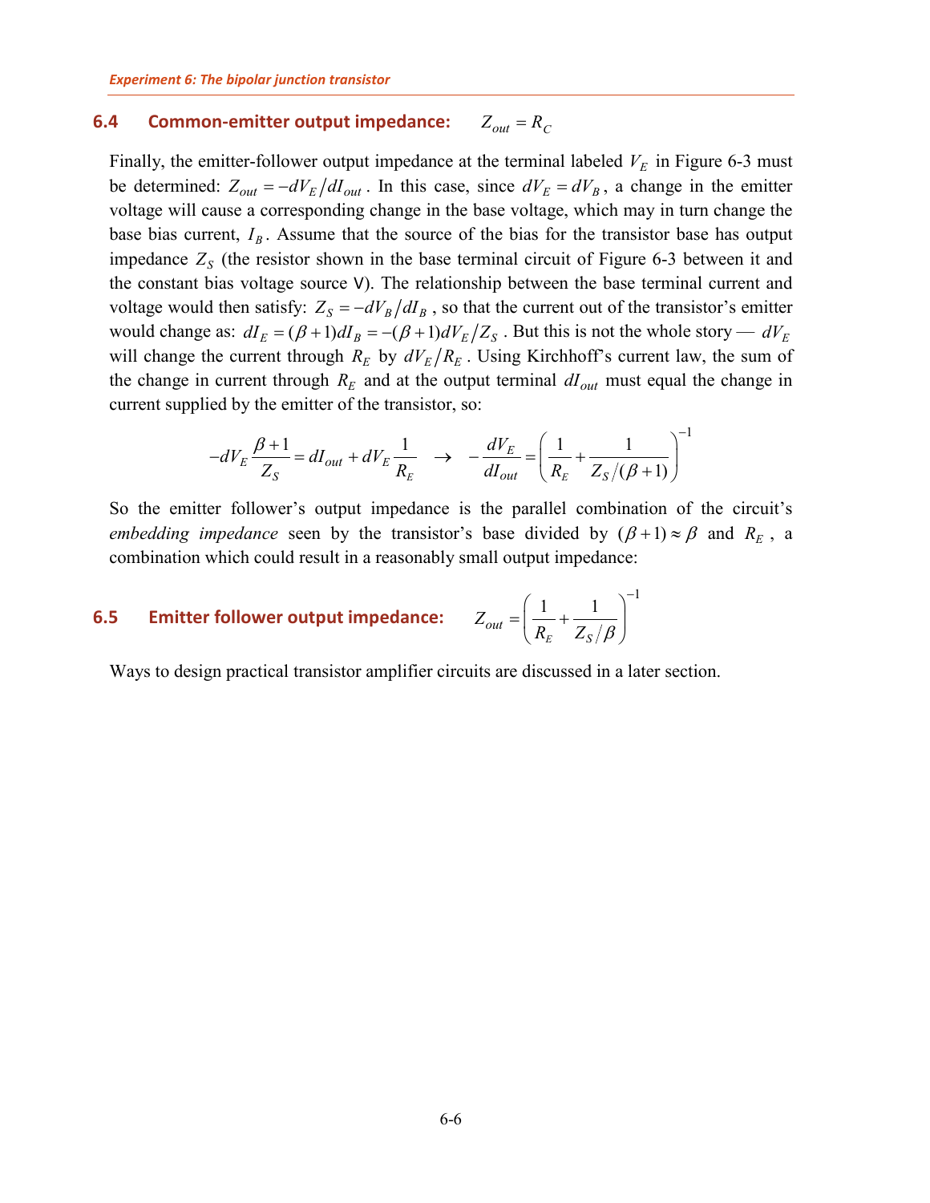### 6.4 Common-emitter output impedance: $Z_{out} = R_C$

Finally, the emitter-follower output impedance at the terminal labeled $V_E$ in Figure 6-3 must be determined: $Z_{out} = -dV_E/dI_{out}$. In this case, since $dV_E = dV_B$, a change in the emitter voltage will cause a corresponding change in the base voltage, which may in turn change the base bias current, $I_B$. Assume that the source of the bias for the transistor base has output impedance $Z_S$ (the resistor shown in the base terminal circuit of Figure 6-3 between it and the constant bias voltage source V). The relationship between the base terminal current and voltage would then satisfy: $Z_S = -dV_B/dI_B$, so that the current out of the transistor's emitter would change as: $dI_E = (\beta+1)dI_B = -(\beta+1)dV_E/Z_S$. But this is not the whole story — $dV_E$ will change the current through $R_E$ by $dV_E/R_E$. Using Kirchhoff's current law, the sum of the change in current through $R_E$ and at the output terminal $dI_{out}$ must equal the change in current supplied by the emitter of the transistor, so:

$$-dV_E \frac{\beta+1}{Z_S} = dI_{out} + dV_E \frac{1}{R_E} \quad \rightarrow \quad -\frac{dV_E}{dI_{out}} = \left( \frac{1}{R_E} + \frac{1}{Z_S/(\beta+1)} \right)^{-1}$$

So the emitter follower's output impedance is the parallel combination of the circuit's *embedding impedance* seen by the transistor's base divided by $(\beta+1) \approx \beta$ and $R_E$, a combination which could result in a reasonably small output impedance:

### 6.5 Emitter follower output impedance: $Z_{out} = \left( \frac{1}{R_E} + \frac{1}{Z_S/\beta} \right)^{-1}$

Ways to design practical transistor amplifier circuits are discussed in a later section.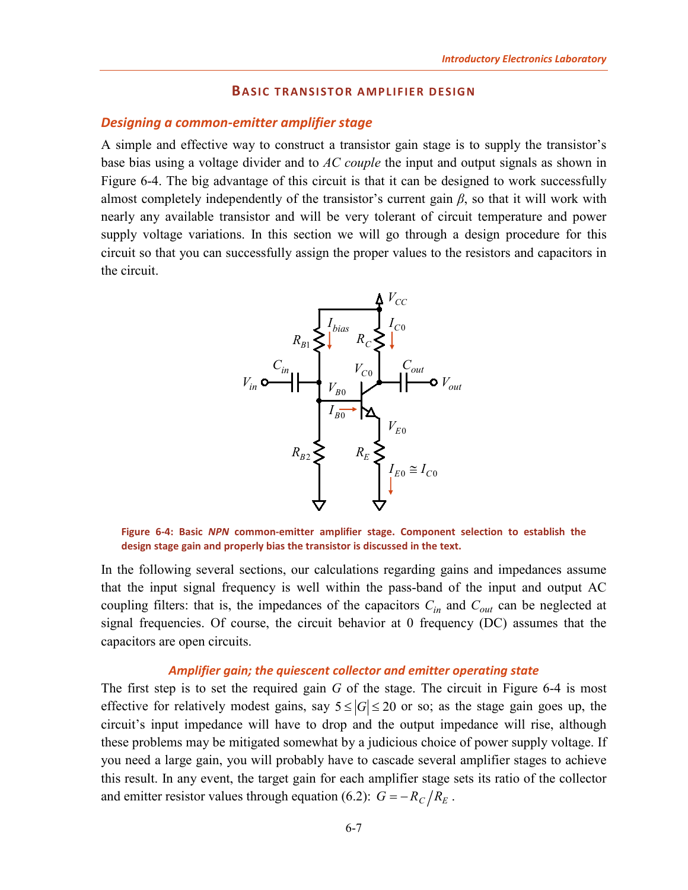## BASIC TRANSISTOR AMPLIFIER DESIGN

### *Designing a common-emitter amplifier stage*

A simple and effective way to construct a transistor gain stage is to supply the transistor's base bias using a voltage divider and to *AC couple* the input and output signals as shown in Figure 6-4. The big advantage of this circuit is that it can be designed to work successfully almost completely independently of the transistor's current gain $\beta$, so that it will work with nearly any available transistor and will be very tolerant of circuit temperature and power supply voltage variations. In this section we will go through a design procedure for this circuit so that you can successfully assign the proper values to the resistors and capacitors in the circuit.

**Figure 6-4: Basic *NPN* common-emitter amplifier stage. Component selection to establish the design stage gain and properly bias the transistor is discussed in the text.**

In the following several sections, our calculations regarding gains and impedances assume that the input signal frequency is well within the pass-band of the input and output AC coupling filters: that is, the impedances of the capacitors $C_{in}$ and $C_{out}$ can be neglected at signal frequencies. Of course, the circuit behavior at 0 frequency (DC) assumes that the capacitors are open circuits.

#### *Amplifier gain; the quiescent collector and emitter operating state*

The first step is to set the required gain $G$ of the stage. The circuit in Figure 6-4 is most effective for relatively modest gains, say $5 \le |G| \le 20$ or so; as the stage gain goes up, the circuit's input impedance will have to drop and the output impedance will rise, although these problems may be mitigated somewhat by a judicious choice of power supply voltage. If you need a large gain, you will probably have to cascade several amplifier stages to achieve this result. In any event, the target gain for each amplifier stage sets its ratio of the collector and emitter resistor values through equation (6.2): $G = -R_C / R_E$ .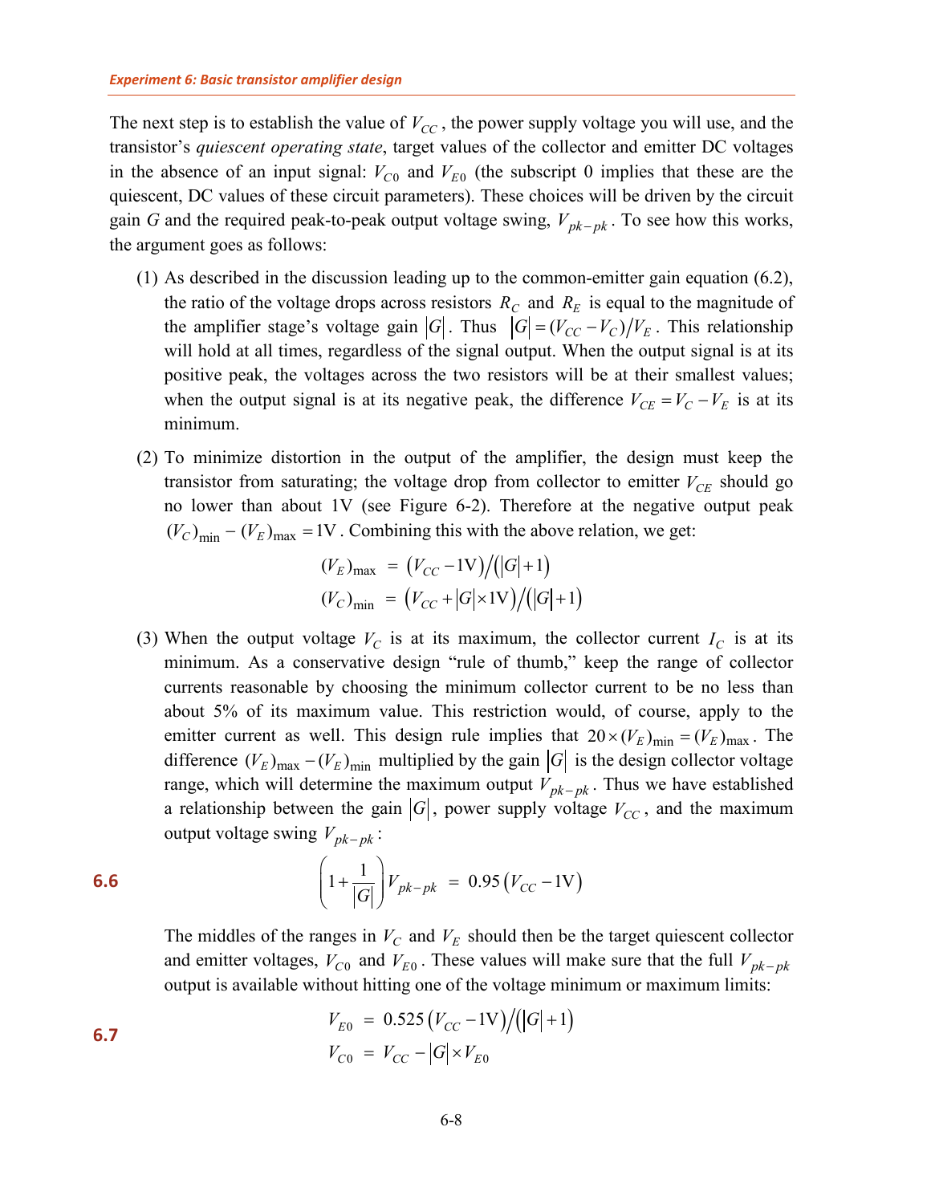The next step is to establish the value of $V_{CC}$, the power supply voltage you will use, and the transistor's *quiescent operating state*, target values of the collector and emitter DC voltages in the absence of an input signal: $V_{C0}$ and $V_{E0}$ (the subscript 0 implies that these are the quiescent, DC values of these circuit parameters). These choices will be driven by the circuit gain $G$ and the required peak-to-peak output voltage swing, $V_{pk-pk}$. To see how this works, the argument goes as follows:

(1) As described in the discussion leading up to the common-emitter gain equation (6.2), the ratio of the voltage drops across resistors $R_C$ and $R_E$ is equal to the magnitude of the amplifier stage's voltage gain $|G|$. Thus $|G| = (V_{CC} - V_C)/V_E$. This relationship will hold at all times, regardless of the signal output. When the output signal is at its positive peak, the voltages across the two resistors will be at their smallest values; when the output signal is at its negative peak, the difference $V_{CE} = V_C - V_E$ is at its minimum.

(2) To minimize distortion in the output of the amplifier, the design must keep the transistor from saturating; the voltage drop from collector to emitter $V_{CE}$ should go no lower than about 1V (see Figure 6-2). Therefore at the negative output peak $(V_C)_{\min} - (V_E)_{\max} = 1\text{V}$. Combining this with the above relation, we get:

$$(V_E)_{\max} = \left(V_{CC} - 1\text{V}\right) / \left(|G| + 1\right)$$
$$(V_C)_{\min} = \left(V_{CC} + |G| \times 1\text{V}\right) / \left(|G| + 1\right)$$

(3) When the output voltage $V_C$ is at its maximum, the collector current $I_C$ is at its minimum. As a conservative design "rule of thumb," keep the range of collector currents reasonable by choosing the minimum collector current to be no less than about 5% of its maximum value. This restriction would, of course, apply to the emitter current as well. This design rule implies that $20 \times (V_E)_{\min} = (V_E)_{\max}$. The difference $(V_E)_{\max} - (V_E)_{\min}$ multiplied by the gain $|G|$ is the design collector voltage range, which will determine the maximum output $V_{pk-pk}$. Thus we have established a relationship between the gain $|G|$, power supply voltage $V_{CC}$, and the maximum output voltage swing $V_{pk-pk}$:

$$\left(1 + \frac{1}{|G|}\right) V_{pk-pk} = 0.95\left(V_{CC} - 1\text{V}\right) \tag{6.6}$$

The middles of the ranges in $V_C$ and $V_E$ should then be the target quiescent collector and emitter voltages, $V_{C0}$ and $V_{E0}$. These values will make sure that the full $V_{pk-pk}$ output is available without hitting one of the voltage minimum or maximum limits:

$$\begin{aligned} V_{E0} &= 0.525\left(V_{CC} - 1\text{V}\right) / \left(|G| + 1\right) \\ V_{C0} &= V_{CC} - |G| \times V_{E0} \end{aligned} \tag{6.7}$$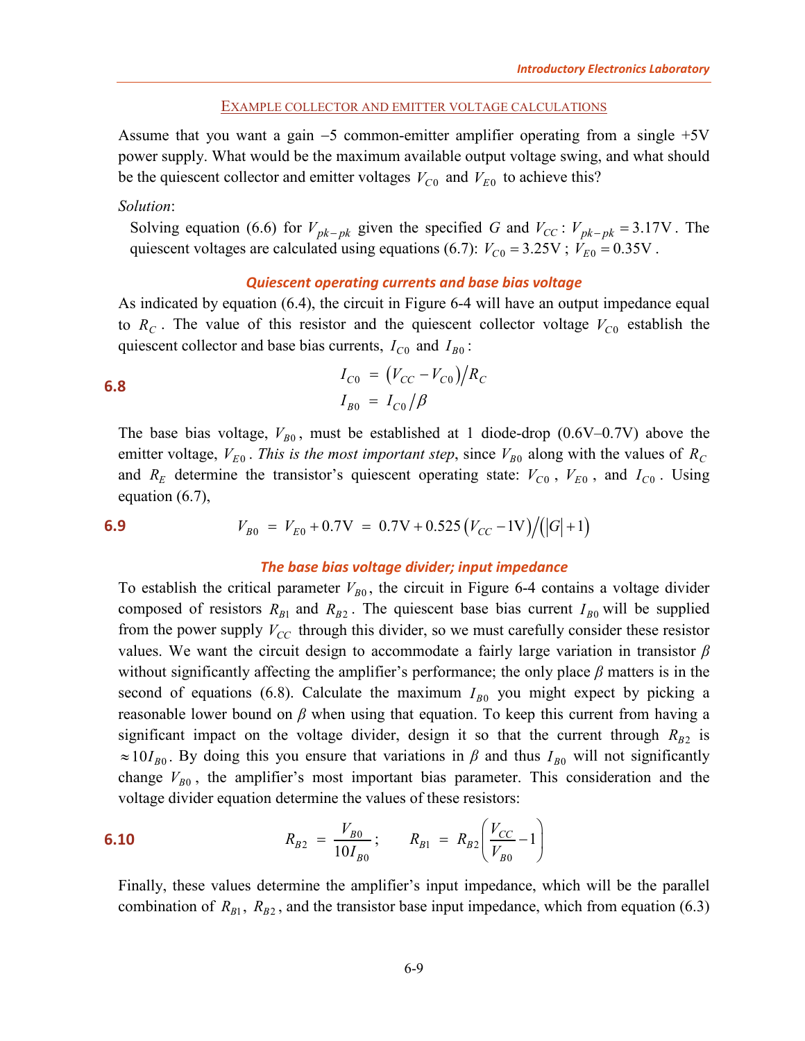### EXAMPLE COLLECTOR AND EMITTER VOLTAGE CALCULATIONS

Assume that you want a gain −5 common-emitter amplifier operating from a single +5V power supply. What would be the maximum available output voltage swing, and what should be the quiescent collector and emitter voltages $V_{C0}$ and $V_{E0}$ to achieve this?

*Solution*:

Solving equation (6.6) for $V_{pk-pk}$ given the specified $G$ and $V_{CC}$: $V_{pk-pk} = 3.17\text{V}$. The quiescent voltages are calculated using equations (6.7): $V_{C0} = 3.25\text{V}$; $V_{E0} = 0.35\text{V}$.

### *Quiescent operating currents and base bias voltage*

As indicated by equation (6.4), the circuit in Figure 6-4 will have an output impedance equal to $R_C$. The value of this resistor and the quiescent collector voltage $V_{C0}$ establish the quiescent collector and base bias currents, $I_{C0}$ and $I_{B0}$:

**6.8**
$$I_{C0} = \left(V_{CC} - V_{C0}\right) / R_C$$
$$I_{B0} = I_{C0} / \beta$$

The base bias voltage, $V_{B0}$, must be established at 1 diode-drop (0.6V–0.7V) above the emitter voltage, $V_{E0}$. *This is the most important step*, since $V_{B0}$ along with the values of $R_C$ and $R_E$ determine the transistor's quiescent operating state: $V_{C0}$, $V_{E0}$, and $I_{C0}$. Using equation (6.7),

**6.9**
$$V_{B0} = V_{E0} + 0.7\text{V} = 0.7\text{V} + 0.525\left(V_{CC} - 1\text{V}\right) / \left(|G| + 1\right)$$

### *The base bias voltage divider; input impedance*

To establish the critical parameter $V_{B0}$, the circuit in Figure 6-4 contains a voltage divider composed of resistors $R_{B1}$ and $R_{B2}$. The quiescent base bias current $I_{B0}$ will be supplied from the power supply $V_{CC}$ through this divider, so we must carefully consider these resistor values. We want the circuit design to accommodate a fairly large variation in transistor $\beta$ without significantly affecting the amplifier's performance; the only place $\beta$ matters is in the second of equations (6.8). Calculate the maximum $I_{B0}$ you might expect by picking a reasonable lower bound on $\beta$ when using that equation. To keep this current from having a significant impact on the voltage divider, design it so that the current through $R_{B2}$ is $\approx 10 I_{B0}$. By doing this you ensure that variations in $\beta$ and thus $I_{B0}$ will not significantly change $V_{B0}$, the amplifier's most important bias parameter. This consideration and the voltage divider equation determine the values of these resistors:

**6.10**
$$R_{B2} = \frac{V_{B0}}{10 I_{B0}}; \qquad R_{B1} = R_{B2}\left(\frac{V_{CC}}{V_{B0}} - 1\right)$$

Finally, these values determine the amplifier's input impedance, which will be the parallel combination of $R_{B1}$, $R_{B2}$, and the transistor base input impedance, which from equation (6.3)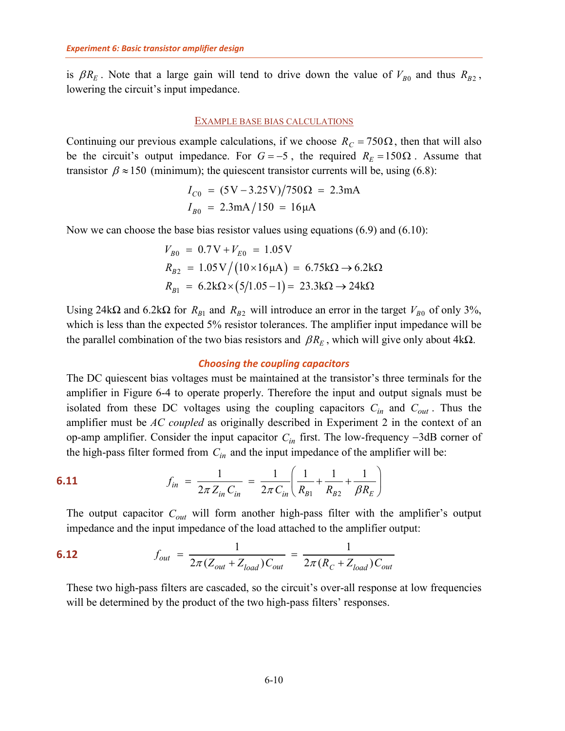is $\beta R_E$. Note that a large gain will tend to drive down the value of $V_{B0}$ and thus $R_{B2}$, lowering the circuit's input impedance.

### Example base bias calculations

Continuing our previous example calculations, if we choose $R_C = 750\Omega$, then that will also be the circuit's output impedance. For $G = -5$, the required $R_E = 150\Omega$. Assume that transistor $\beta \approx 150$ (minimum); the quiescent transistor currents will be, using (6.8):

$$I_{C0} = (5\,\text{V} - 3.25\,\text{V})/750\Omega = 2.3\text{mA}$$

$$I_{B0} = 2.3\text{mA}/150 = 16\mu\text{A}$$

Now we can choose the base bias resistor values using equations (6.9) and (6.10):

$$V_{B0} = 0.7\,\text{V} + V_{E0} = 1.05\,\text{V}$$

$$R_{B2} = 1.05\,\text{V}/\left(10 \times 16\mu\text{A}\right) = 6.75\text{k}\Omega \rightarrow 6.2\text{k}\Omega$$

$$R_{B1} = 6.2\text{k}\Omega \times \left(5/1.05 - 1\right) = 23.3\text{k}\Omega \rightarrow 24\text{k}\Omega$$

Using 24kΩ and 6.2kΩ for $R_{B1}$ and $R_{B2}$ will introduce an error in the target $V_{B0}$ of only 3%, which is less than the expected 5% resistor tolerances. The amplifier input impedance will be the parallel combination of the two bias resistors and $\beta R_E$, which will give only about 4kΩ.

### *Choosing the coupling capacitors*

The DC quiescent bias voltages must be maintained at the transistor's three terminals for the amplifier in Figure 6-4 to operate properly. Therefore the input and output signals must be isolated from these DC voltages using the coupling capacitors $C_{in}$ and $C_{out}$. Thus the amplifier must be *AC coupled* as originally described in Experiment 2 in the context of an op-amp amplifier. Consider the input capacitor $C_{in}$ first. The low-frequency −3dB corner of the high-pass filter formed from $C_{in}$ and the input impedance of the amplifier will be:

**6.11**
$$f_{in} = \frac{1}{2\pi Z_{in} C_{in}} = \frac{1}{2\pi C_{in}}\left(\frac{1}{R_{B1}} + \frac{1}{R_{B2}} + \frac{1}{\beta R_E}\right)$$

The output capacitor $C_{out}$ will form another high-pass filter with the amplifier's output impedance and the input impedance of the load attached to the amplifier output:

**6.12**
$$f_{out} = \frac{1}{2\pi (Z_{out} + Z_{load}) C_{out}} = \frac{1}{2\pi (R_C + Z_{load}) C_{out}}$$

These two high-pass filters are cascaded, so the circuit's over-all response at low frequencies will be determined by the product of the two high-pass filters' responses.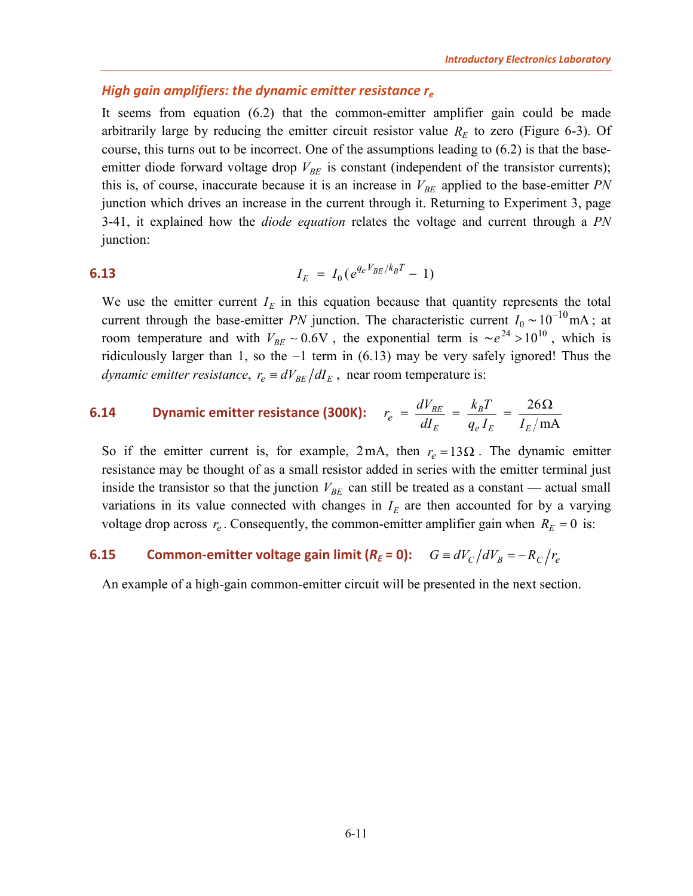### *High gain amplifiers: the dynamic emitter resistance $r_e$*

It seems from equation (6.2) that the common-emitter amplifier gain could be made arbitrarily large by reducing the emitter circuit resistor value $R_E$ to zero (Figure 6-3). Of course, this turns out to be incorrect. One of the assumptions leading to (6.2) is that the base-emitter diode forward voltage drop $V_{BE}$ is constant (independent of the transistor currents); this is, of course, inaccurate because it is an increase in $V_{BE}$ applied to the base-emitter *PN* junction which drives an increase in the current through it. Returning to Experiment 3, page 3-41, it explained how the *diode equation* relates the voltage and current through a *PN* junction:

**6.13**

$$I_E = I_0 \left( e^{q_e V_{BE}/k_B T} - 1 \right)$$

We use the emitter current $I_E$ in this equation because that quantity represents the total current through the base-emitter *PN* junction. The characteristic current $I_0 \sim 10^{-10}\,\text{mA}$; at room temperature and with $V_{BE} \sim 0.6\text{V}$, the exponential term is $\sim e^{24} > 10^{10}$, which is ridiculously larger than 1, so the $-1$ term in (6.13) may be very safely ignored! Thus the *dynamic emitter resistance*, $r_e \equiv dV_{BE}/dI_E$, near room temperature is:

**6.14 Dynamic emitter resistance (300K):**

$$r_e = \frac{dV_{BE}}{dI_E} = \frac{k_B T}{q_e I_E} = \frac{26\,\Omega}{I_E/\text{mA}}$$

So if the emitter current is, for example, $2\,\text{mA}$, then $r_e = 13\,\Omega$. The dynamic emitter resistance may be thought of as a small resistor added in series with the emitter terminal just inside the transistor so that the junction $V_{BE}$ can still be treated as a constant — actual small variations in its value connected with changes in $I_E$ are then accounted for by a varying voltage drop across $r_e$. Consequently, the common-emitter amplifier gain when $R_E = 0$ is:

**6.15 Common-emitter voltage gain limit ($R_E$ = 0):**

$$G \equiv dV_C/dV_B = -R_C/r_e$$

An example of a high-gain common-emitter circuit will be presented in the next section.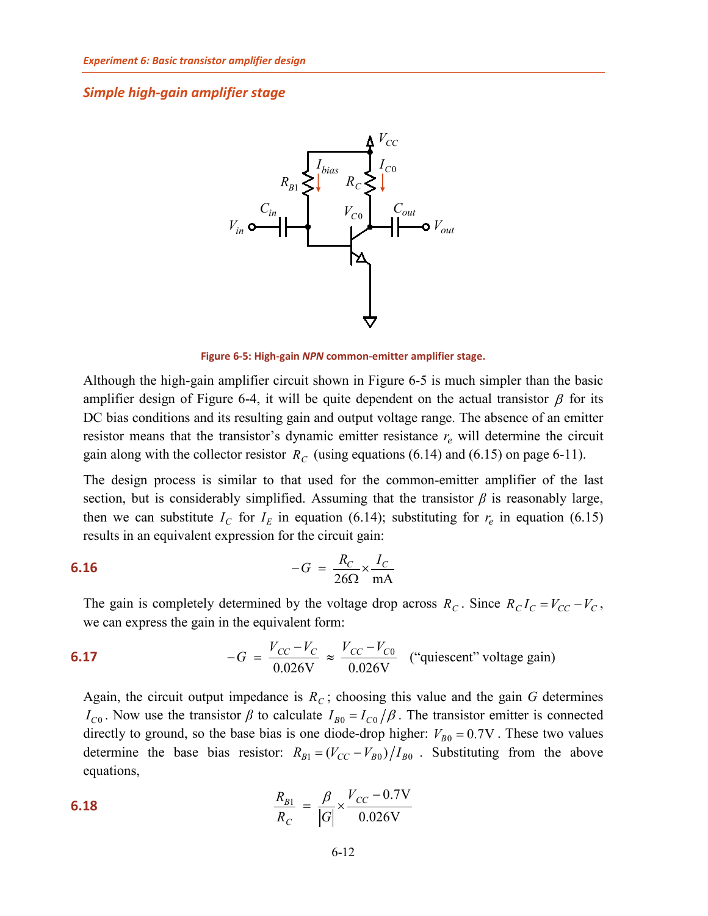## *Simple high-gain amplifier stage*

**Figure 6-5: High-gain *NPN* common-emitter amplifier stage.**

Although the high-gain amplifier circuit shown in Figure 6-5 is much simpler than the basic amplifier design of Figure 6-4, it will be quite dependent on the actual transistor $\beta$ for its DC bias conditions and its resulting gain and output voltage range. The absence of an emitter resistor means that the transistor's dynamic emitter resistance $r_e$ will determine the circuit gain along with the collector resistor $R_C$ (using equations (6.14) and (6.15) on page 6-11).

The design process is similar to that used for the common-emitter amplifier of the last section, but is considerably simplified. Assuming that the transistor $\beta$ is reasonably large, then we can substitute $I_C$ for $I_E$ in equation (6.14); substituting for $r_e$ in equation (6.15) results in an equivalent expression for the circuit gain:

**6.16**
$$-G = \frac{R_C}{26\Omega} \times \frac{I_C}{\text{mA}}$$

The gain is completely determined by the voltage drop across $R_C$. Since $R_C I_C = V_{CC} - V_C$, we can express the gain in the equivalent form:

**6.17**
$$-G = \frac{V_{CC} - V_C}{0.026\text{V}} \approx \frac{V_{CC} - V_{C0}}{0.026\text{V}} \quad \text{(“quiescent” voltage gain)}$$

Again, the circuit output impedance is $R_C$; choosing this value and the gain $G$ determines $I_{C0}$. Now use the transistor $\beta$ to calculate $I_{B0} = I_{C0}/\beta$. The transistor emitter is connected directly to ground, so the base bias is one diode-drop higher: $V_{B0} = 0.7\text{V}$. These two values determine the base bias resistor: $R_{B1} = (V_{CC} - V_{B0})/I_{B0}$. Substituting from the above equations,

**6.18**
$$\frac{R_{B1}}{R_C} = \frac{\beta}{|G|} \times \frac{V_{CC} - 0.7\text{V}}{0.026\text{V}}$$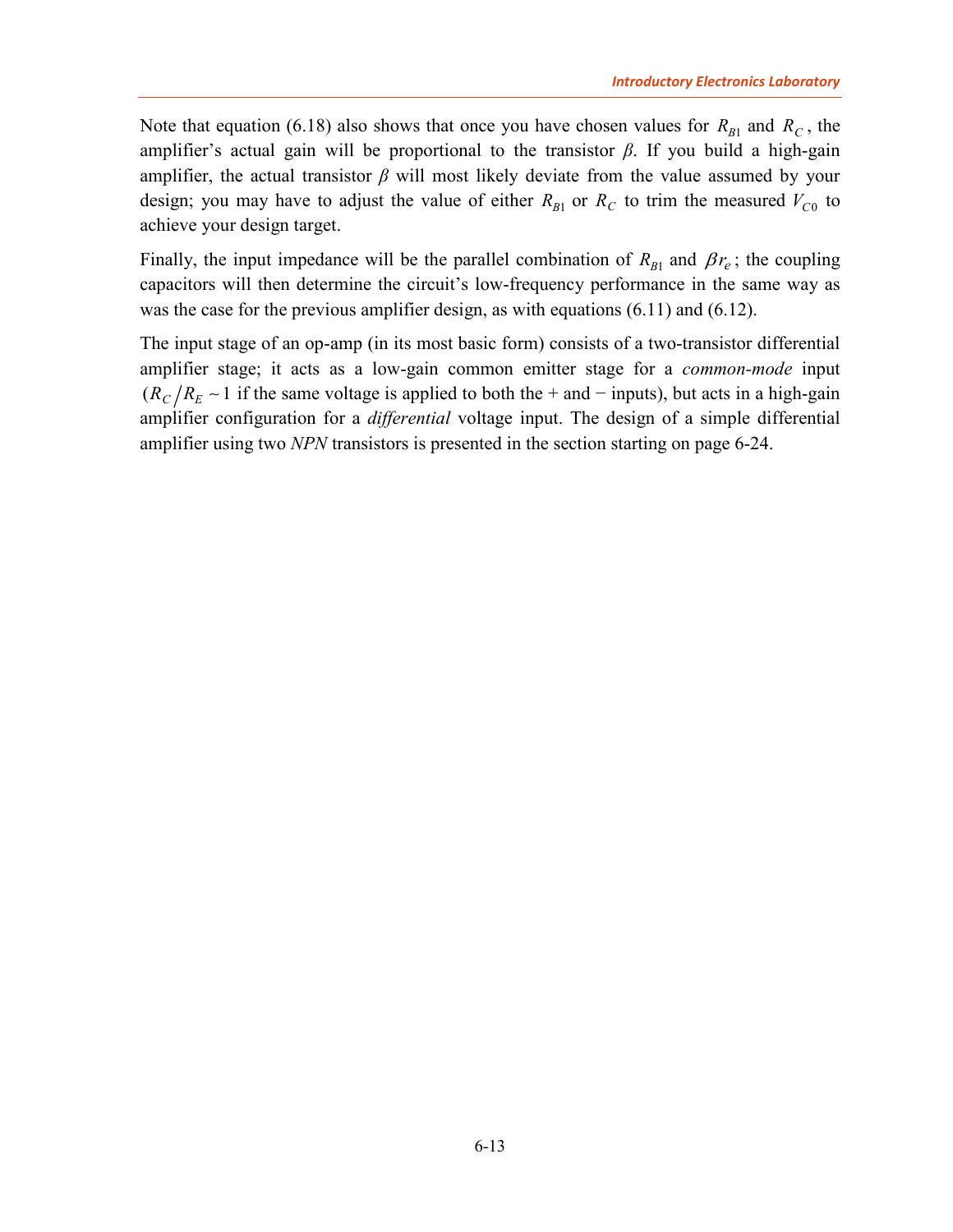Note that equation (6.18) also shows that once you have chosen values for $R_{B1}$ and $R_C$, the amplifier's actual gain will be proportional to the transistor $\beta$. If you build a high-gain amplifier, the actual transistor $\beta$ will most likely deviate from the value assumed by your design; you may have to adjust the value of either $R_{B1}$ or $R_C$ to trim the measured $V_{C0}$ to achieve your design target.

Finally, the input impedance will be the parallel combination of $R_{B1}$ and $\beta r_e$; the coupling capacitors will then determine the circuit's low-frequency performance in the same way as was the case for the previous amplifier design, as with equations (6.11) and (6.12).

The input stage of an op-amp (in its most basic form) consists of a two-transistor differential amplifier stage; it acts as a low-gain common emitter stage for a *common-mode* input ($R_C / R_E \sim 1$ if the same voltage is applied to both the + and − inputs), but acts in a high-gain amplifier configuration for a *differential* voltage input. The design of a simple differential amplifier using two *NPN* transistors is presented in the section starting on page 6-24.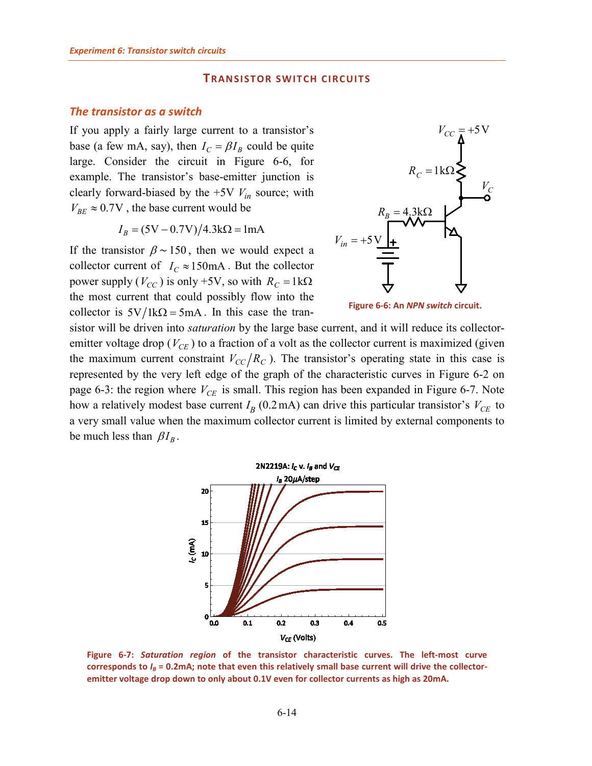## TRANSISTOR SWITCH CIRCUITS

### The transistor as a switch

If you apply a fairly large current to a transistor's base (a few mA, say), then $I_C = \beta I_B$ could be quite large. Consider the circuit in Figure 6-6, for example. The transistor's base-emitter junction is clearly forward-biased by the +5V $V_{in}$ source; with $V_{BE} \approx 0.7\text{V}$, the base current would be

$$I_B = (5\text{V} - 0.7\text{V})/4.3\text{k}\Omega = 1\text{mA}$$

If the transistor $\beta \sim 150$, then we would expect a collector current of $I_C \approx 150\text{mA}$. But the collector power supply ($V_{CC}$) is only +5V, so with $R_C = 1\text{k}\Omega$ the most current that could possibly flow into the collector is $5\text{V}/1\text{k}\Omega = 5\text{mA}$. In this case the transistor will be driven into *saturation* by the large base current, and it will reduce its collector-emitter voltage drop ($V_{CE}$) to a fraction of a volt as the collector current is maximized (given the maximum current constraint $V_{CC}/R_C$). The transistor's operating state in this case is represented by the very left edge of the graph of the characteristic curves in Figure 6-2 on page 6-3: the region where $V_{CE}$ is small. This region has been expanded in Figure 6-7. Note how a relatively modest base current $I_B$ (0.2 mA) can drive this particular transistor's $V_{CE}$ to a very small value when the maximum collector current is limited by external components to be much less than $\beta I_B$.

**Figure 6-6: An *NPN switch* circuit.**

**Figure 6-7: *Saturation region* of the transistor characteristic curves. The left-most curve corresponds to $I_B$ = 0.2mA; note that even this relatively small base current will drive the collector-emitter voltage drop down to only about 0.1V even for collector currents as high as 20mA.**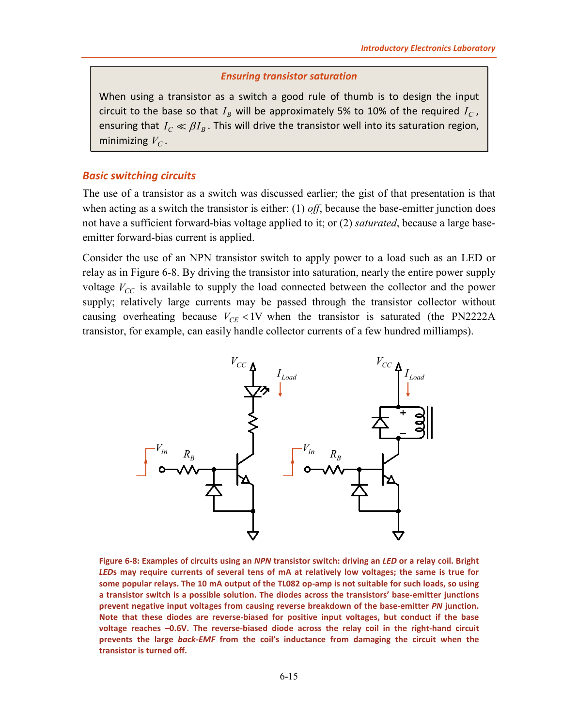### Ensuring transistor saturation

When using a transistor as a switch a good rule of thumb is to design the input circuit to the base so that $I_B$ will be approximately 5% to 10% of the required $I_C$, ensuring that $I_C \ll \beta I_B$. This will drive the transistor well into its saturation region, minimizing $V_C$.

## Basic switching circuits

The use of a transistor as a switch was discussed earlier; the gist of that presentation is that when acting as a switch the transistor is either: (1) *off*, because the base-emitter junction does not have a sufficient forward-bias voltage applied to it; or (2) *saturated*, because a large base-emitter forward-bias current is applied.

Consider the use of an NPN transistor switch to apply power to a load such as an LED or relay as in Figure 6-8. By driving the transistor into saturation, nearly the entire power supply voltage $V_{CC}$ is available to supply the load connected between the collector and the power supply; relatively large currents may be passed through the transistor collector without causing overheating because $V_{CE} < 1\text{V}$ when the transistor is saturated (the PN2222A transistor, for example, can easily handle collector currents of a few hundred milliamps).

**Figure 6-8: Examples of circuits using an *NPN* transistor switch: driving an *LED* or a relay coil. Bright *LED*s may require currents of several tens of mA at relatively low voltages; the same is true for some popular relays. The 10 mA output of the TL082 op-amp is not suitable for such loads, so using a transistor switch is a possible solution. The diodes across the transistors' base-emitter junctions prevent negative input voltages from causing reverse breakdown of the base-emitter *PN* junction. Note that these diodes are reverse-biased for positive input voltages, but conduct if the base voltage reaches –0.6V. The reverse-biased diode across the relay coil in the right-hand circuit prevents the large *back-EMF* from the coil's inductance from damaging the circuit when the transistor is turned off.**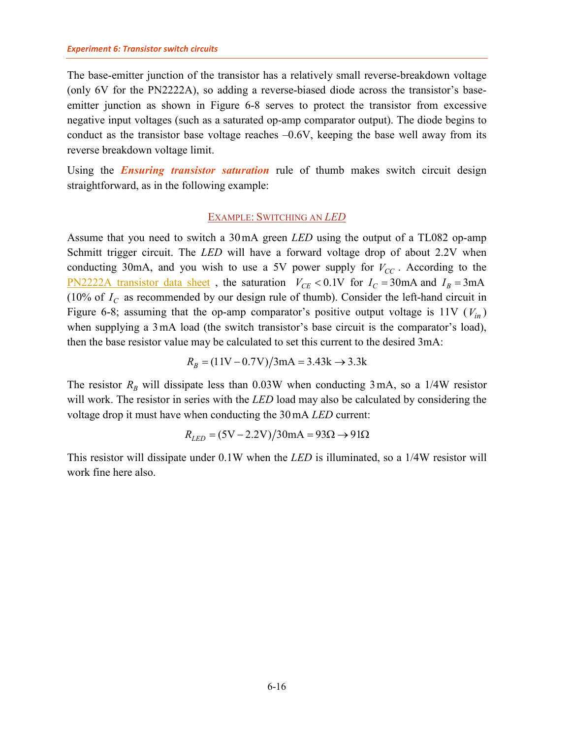The base-emitter junction of the transistor has a relatively small reverse-breakdown voltage (only 6V for the PN2222A), so adding a reverse-biased diode across the transistor's base-emitter junction as shown in Figure 6-8 serves to protect the transistor from excessive negative input voltages (such as a saturated op-amp comparator output). The diode begins to conduct as the transistor base voltage reaches –0.6V, keeping the base well away from its reverse breakdown voltage limit.

Using the ***Ensuring transistor saturation*** rule of thumb makes switch circuit design straightforward, as in the following example:

### Example: Switching an *LED*

Assume that you need to switch a 30 mA green *LED* using the output of a TL082 op-amp Schmitt trigger circuit. The *LED* will have a forward voltage drop of about 2.2V when conducting 30mA, and you wish to use a 5V power supply for $V_{CC}$. According to the PN2222A transistor data sheet, the saturation $V_{CE} < 0.1\text{V}$ for $I_C = 30\text{mA}$ and $I_B = 3\text{mA}$ (10% of $I_C$ as recommended by our design rule of thumb). Consider the left-hand circuit in Figure 6-8; assuming that the op-amp comparator's positive output voltage is 11V ($V_{in}$) when supplying a 3 mA load (the switch transistor's base circuit is the comparator's load), then the base resistor value may be calculated to set this current to the desired 3mA:

$$R_B = (11\text{V} - 0.7\text{V})/3\text{mA} = 3.43\text{k} \rightarrow 3.3\text{k}$$

The resistor $R_B$ will dissipate less than 0.03W when conducting 3 mA, so a 1/4W resistor will work. The resistor in series with the *LED* load may also be calculated by considering the voltage drop it must have when conducting the 30 mA *LED* current:

$$R_{LED} = (5\text{V} - 2.2\text{V})/30\text{mA} = 93\Omega \rightarrow 91\Omega$$

This resistor will dissipate under 0.1W when the *LED* is illuminated, so a 1/4W resistor will work fine here also.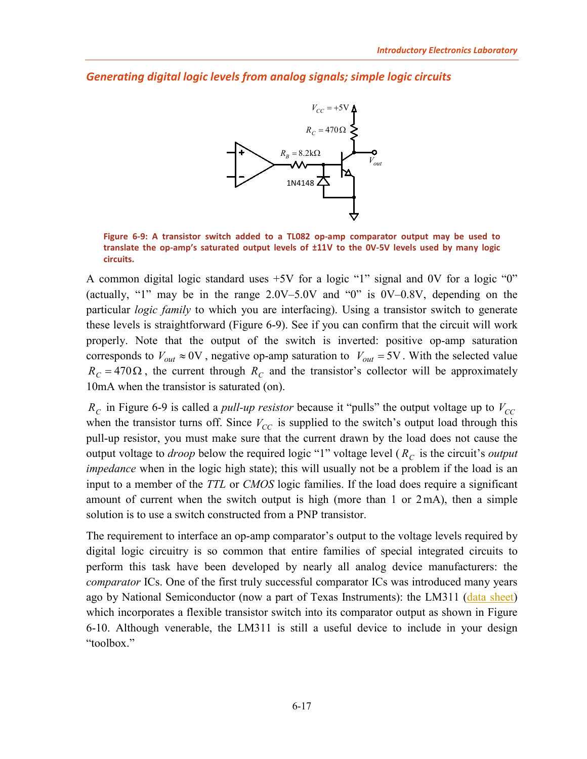## Generating digital logic levels from analog signals; simple logic circuits

Figure 6-9: A transistor switch added to a TL082 op-amp comparator output may be used to translate the op-amp's saturated output levels of ±11V to the 0V-5V levels used by many logic circuits.

A common digital logic standard uses +5V for a logic "1" signal and 0V for a logic "0" (actually, "1" may be in the range 2.0V–5.0V and "0" is 0V–0.8V, depending on the particular *logic family* to which you are interfacing). Using a transistor switch to generate these levels is straightforward (Figure 6-9). See if you can confirm that the circuit will work properly. Note that the output of the switch is inverted: positive op-amp saturation corresponds to $V_{out} \approx 0\text{V}$, negative op-amp saturation to $V_{out} = 5\text{V}$. With the selected value $R_C = 470\,\Omega$, the current through $R_C$ and the transistor's collector will be approximately 10mA when the transistor is saturated (on).

$R_C$ in Figure 6-9 is called a *pull-up resistor* because it "pulls" the output voltage up to $V_{CC}$ when the transistor turns off. Since $V_{CC}$ is supplied to the switch's output load through this pull-up resistor, you must make sure that the current drawn by the load does not cause the output voltage to *droop* below the required logic "1" voltage level ($R_C$ is the circuit's *output impedance* when in the logic high state); this will usually not be a problem if the load is an input to a member of the *TTL* or *CMOS* logic families. If the load does require a significant amount of current when the switch output is high (more than 1 or 2mA), then a simple solution is to use a switch constructed from a PNP transistor.

The requirement to interface an op-amp comparator's output to the voltage levels required by digital logic circuitry is so common that entire families of special integrated circuits to perform this task have been developed by nearly all analog device manufacturers: the *comparator* ICs. One of the first truly successful comparator ICs was introduced many years ago by National Semiconductor (now a part of Texas Instruments): the LM311 (data sheet) which incorporates a flexible transistor switch into its comparator output as shown in Figure 6-10. Although venerable, the LM311 is still a useful device to include in your design "toolbox."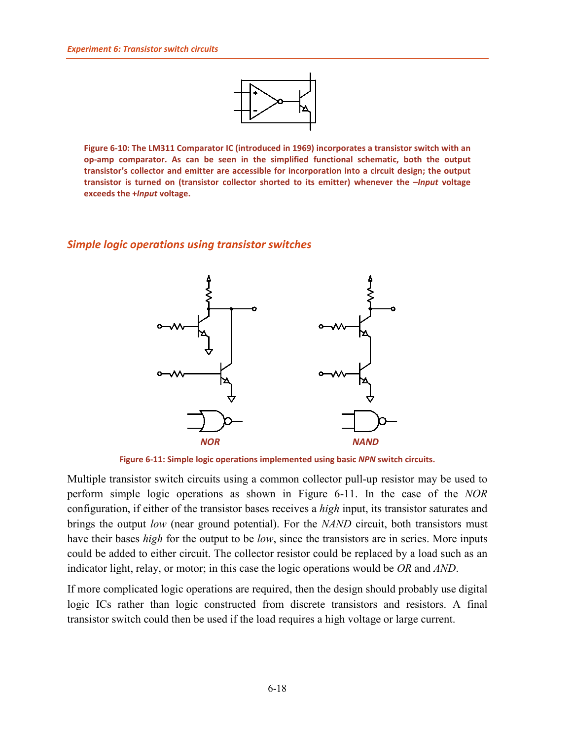Figure 6-10: The LM311 Comparator IC (introduced in 1969) incorporates a transistor switch with an op-amp comparator. As can be seen in the simplified functional schematic, both the output transistor's collector and emitter are accessible for incorporation into a circuit design; the output transistor is turned on (transistor collector shorted to its emitter) whenever the *–Input* voltage exceeds the *+Input* voltage.

## *Simple logic operations using transistor switches*

*NOR* *NAND*

Figure 6-11: Simple logic operations implemented using basic *NPN* switch circuits.

Multiple transistor switch circuits using a common collector pull-up resistor may be used to perform simple logic operations as shown in Figure 6-11. In the case of the *NOR* configuration, if either of the transistor bases receives a *high* input, its transistor saturates and brings the output *low* (near ground potential). For the *NAND* circuit, both transistors must have their bases *high* for the output to be *low*, since the transistors are in series. More inputs could be added to either circuit. The collector resistor could be replaced by a load such as an indicator light, relay, or motor; in this case the logic operations would be *OR* and *AND*.

If more complicated logic operations are required, then the design should probably use digital logic ICs rather than logic constructed from discrete transistors and resistors. A final transistor switch could then be used if the load requires a high voltage or large current.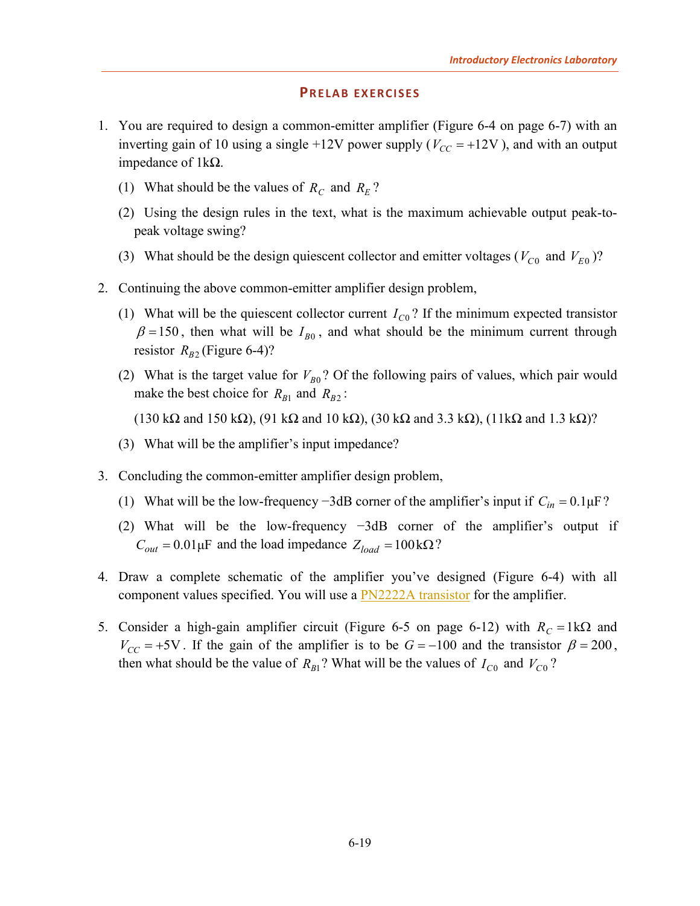## Prelab exercises

1. You are required to design a common-emitter amplifier (Figure 6-4 on page 6-7) with an inverting gain of 10 using a single +12V power supply ($V_{CC} = +12\text{V}$), and with an output impedance of 1kΩ.

   (1) What should be the values of $R_C$ and $R_E$?

   (2) Using the design rules in the text, what is the maximum achievable output peak-to-peak voltage swing?

   (3) What should be the design quiescent collector and emitter voltages ($V_{C0}$ and $V_{E0}$)?

2. Continuing the above common-emitter amplifier design problem,

   (1) What will be the quiescent collector current $I_{C0}$? If the minimum expected transistor $\beta = 150$, then what will be $I_{B0}$, and what should be the minimum current through resistor $R_{B2}$ (Figure 6-4)?

   (2) What is the target value for $V_{B0}$? Of the following pairs of values, which pair would make the best choice for $R_{B1}$ and $R_{B2}$:

   (130 kΩ and 150 kΩ), (91 kΩ and 10 kΩ), (30 kΩ and 3.3 kΩ), (11kΩ and 1.3 kΩ)?

   (3) What will be the amplifier's input impedance?

3. Concluding the common-emitter amplifier design problem,

   (1) What will be the low-frequency −3dB corner of the amplifier's input if $C_{in} = 0.1\mu\text{F}$?

   (2) What will be the low-frequency −3dB corner of the amplifier's output if $C_{out} = 0.01\mu\text{F}$ and the load impedance $Z_{load} = 100\,\text{k}\Omega$?

4. Draw a complete schematic of the amplifier you've designed (Figure 6-4) with all component values specified. You will use a PN2222A transistor for the amplifier.

5. Consider a high-gain amplifier circuit (Figure 6-5 on page 6-12) with $R_C = 1\text{k}\Omega$ and $V_{CC} = +5\text{V}$. If the gain of the amplifier is to be $G = -100$ and the transistor $\beta = 200$, then what should be the value of $R_{B1}$? What will be the values of $I_{C0}$ and $V_{C0}$?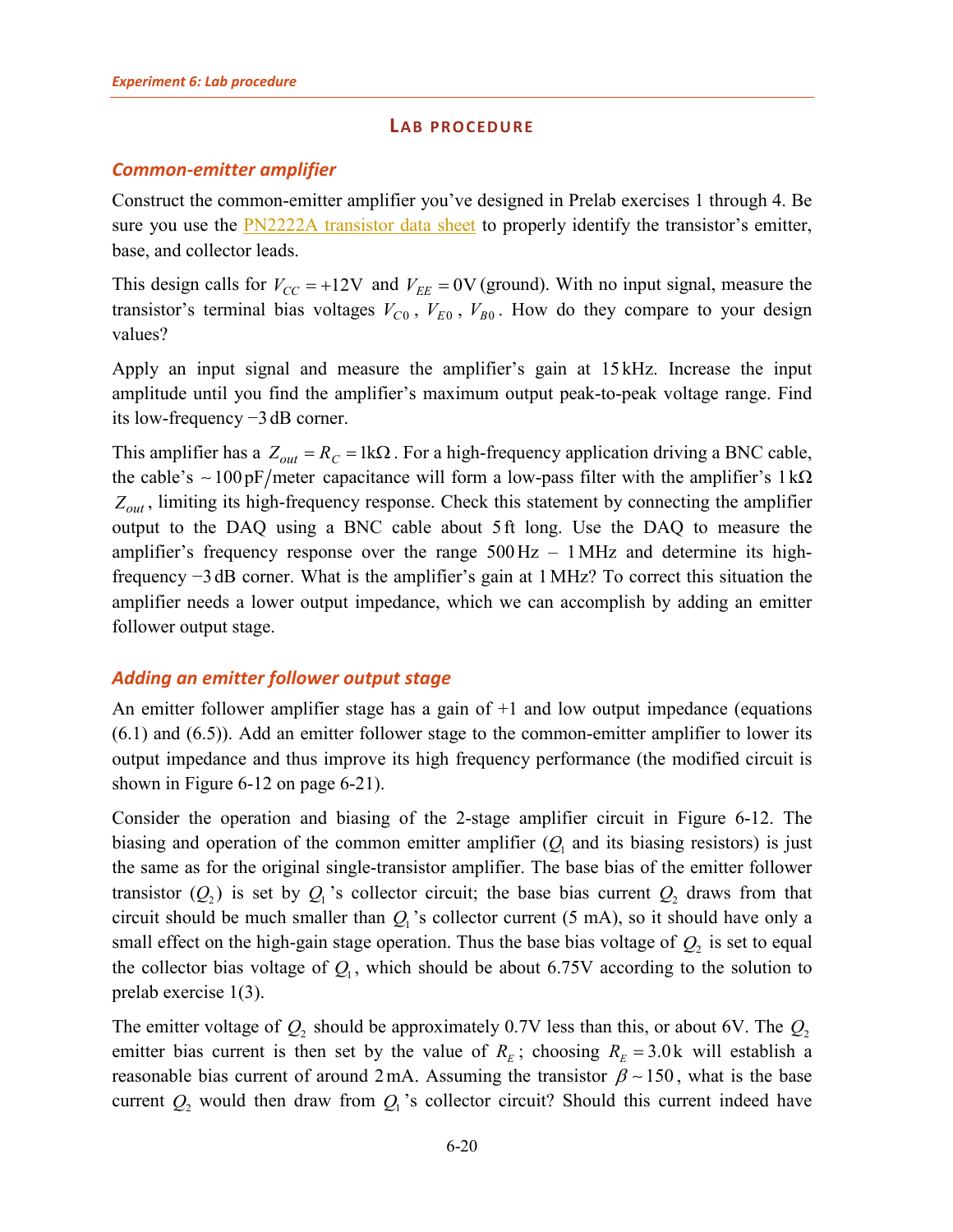## LAB PROCEDURE

### *Common-emitter amplifier*

Construct the common-emitter amplifier you've designed in Prelab exercises 1 through 4. Be sure you use the PN2222A transistor data sheet to properly identify the transistor's emitter, base, and collector leads.

This design calls for $V_{CC} = +12\text{V}$ and $V_{EE} = 0\text{V}$ (ground). With no input signal, measure the transistor's terminal bias voltages $V_{C0}$, $V_{E0}$, $V_{B0}$. How do they compare to your design values?

Apply an input signal and measure the amplifier's gain at $15\,\text{kHz}$. Increase the input amplitude until you find the amplifier's maximum output peak-to-peak voltage range. Find its low-frequency $-3\,\text{dB}$ corner.

This amplifier has a $Z_{out} = R_C = 1\text{k}\Omega$. For a high-frequency application driving a BNC cable, the cable's $\sim 100\,\text{pF/meter}$ capacitance will form a low-pass filter with the amplifier's $1\,\text{k}\Omega$ $Z_{out}$, limiting its high-frequency response. Check this statement by connecting the amplifier output to the DAQ using a BNC cable about $5\,\text{ft}$ long. Use the DAQ to measure the amplifier's frequency response over the range $500\,\text{Hz} - 1\,\text{MHz}$ and determine its high-frequency $-3\,\text{dB}$ corner. What is the amplifier's gain at $1\,\text{MHz}$? To correct this situation the amplifier needs a lower output impedance, which we can accomplish by adding an emitter follower output stage.

### *Adding an emitter follower output stage*

An emitter follower amplifier stage has a gain of +1 and low output impedance (equations (6.1) and (6.5)). Add an emitter follower stage to the common-emitter amplifier to lower its output impedance and thus improve its high frequency performance (the modified circuit is shown in Figure 6-12 on page 6-21).

Consider the operation and biasing of the 2-stage amplifier circuit in Figure 6-12. The biasing and operation of the common emitter amplifier ($Q_1$ and its biasing resistors) is just the same as for the original single-transistor amplifier. The base bias of the emitter follower transistor ($Q_2$) is set by $Q_1$'s collector circuit; the base bias current $Q_2$ draws from that circuit should be much smaller than $Q_1$'s collector current (5 mA), so it should have only a small effect on the high-gain stage operation. Thus the base bias voltage of $Q_2$ is set to equal the collector bias voltage of $Q_1$, which should be about 6.75V according to the solution to prelab exercise 1(3).

The emitter voltage of $Q_2$ should be approximately 0.7V less than this, or about 6V. The $Q_2$ emitter bias current is then set by the value of $R_E$; choosing $R_E = 3.0\,\text{k}$ will establish a reasonable bias current of around $2\,\text{mA}$. Assuming the transistor $\beta \sim 150$, what is the base current $Q_2$ would then draw from $Q_1$'s collector circuit? Should this current indeed have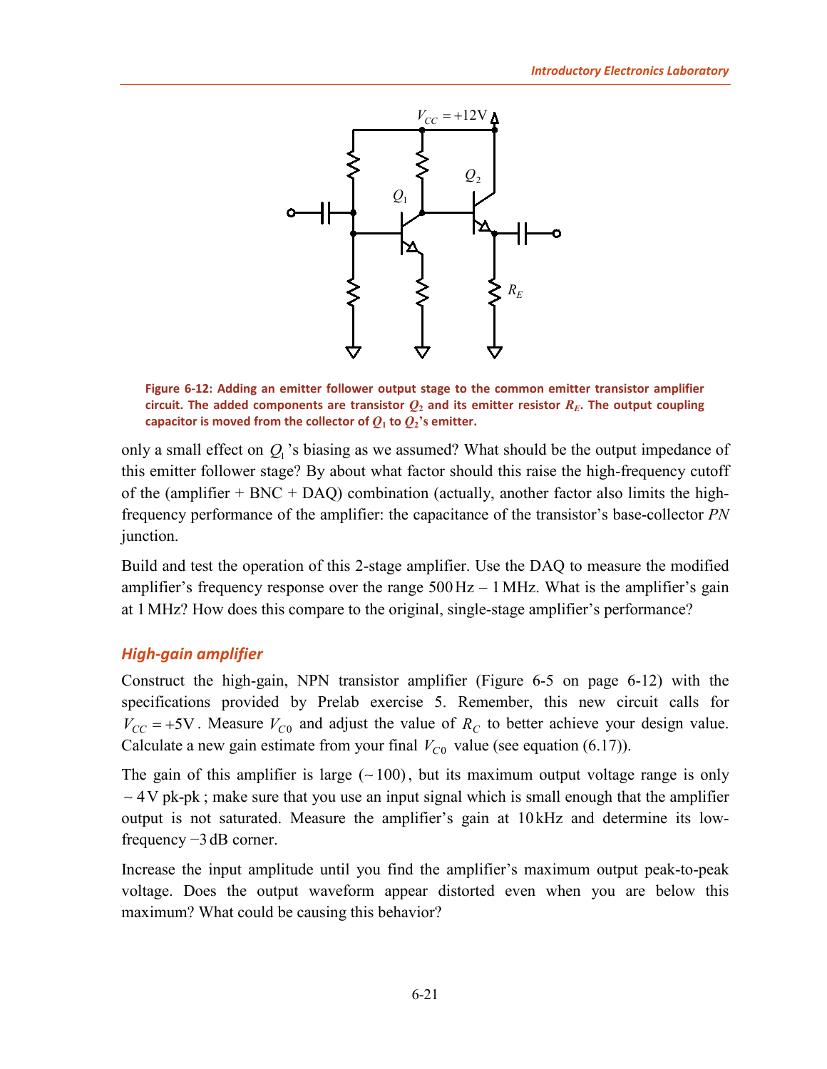Figure 6-12: Adding an emitter follower output stage to the common emitter transistor amplifier circuit. The added components are transistor $Q_2$ and its emitter resistor $R_E$. The output coupling capacitor is moved from the collector of $Q_1$ to $Q_2$'s emitter.

only a small effect on $Q_1$'s biasing as we assumed? What should be the output impedance of this emitter follower stage? By about what factor should this raise the high-frequency cutoff of the (amplifier + BNC + DAQ) combination (actually, another factor also limits the high-frequency performance of the amplifier: the capacitance of the transistor's base-collector *PN* junction.

Build and test the operation of this 2-stage amplifier. Use the DAQ to measure the modified amplifier's frequency response over the range $500\,\text{Hz} - 1\,\text{MHz}$. What is the amplifier's gain at $1\,\text{MHz}$? How does this compare to the original, single-stage amplifier's performance?

### *High-gain amplifier*

Construct the high-gain, NPN transistor amplifier (Figure 6-5 on page 6-12) with the specifications provided by Prelab exercise 5. Remember, this new circuit calls for $V_{CC} = +5\text{V}$. Measure $V_{C0}$ and adjust the value of $R_C$ to better achieve your design value. Calculate a new gain estimate from your final $V_{C0}$ value (see equation (6.17)).

The gain of this amplifier is large $(\sim 100)$, but its maximum output voltage range is only $\sim 4\,\text{V}$ pk-pk; make sure that you use an input signal which is small enough that the amplifier output is not saturated. Measure the amplifier's gain at $10\,\text{kHz}$ and determine its low-frequency $-3\,\text{dB}$ corner.

Increase the input amplitude until you find the amplifier's maximum output peak-to-peak voltage. Does the output waveform appear distorted even when you are below this maximum? What could be causing this behavior?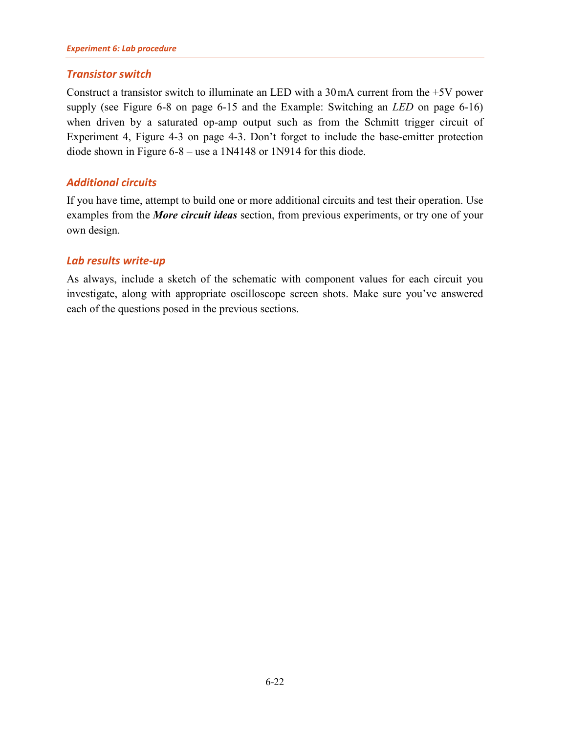### *Transistor switch*

Construct a transistor switch to illuminate an LED with a 30 mA current from the +5V power supply (see Figure 6-8 on page 6-15 and the Example: Switching an *LED* on page 6-16) when driven by a saturated op-amp output such as from the Schmitt trigger circuit of Experiment 4, Figure 4-3 on page 4-3. Don't forget to include the base-emitter protection diode shown in Figure 6-8 – use a 1N4148 or 1N914 for this diode.

### *Additional circuits*

If you have time, attempt to build one or more additional circuits and test their operation. Use examples from the ***More circuit ideas*** section, from previous experiments, or try one of your own design.

### *Lab results write-up*

As always, include a sketch of the schematic with component values for each circuit you investigate, along with appropriate oscilloscope screen shots. Make sure you've answered each of the questions posed in the previous sections.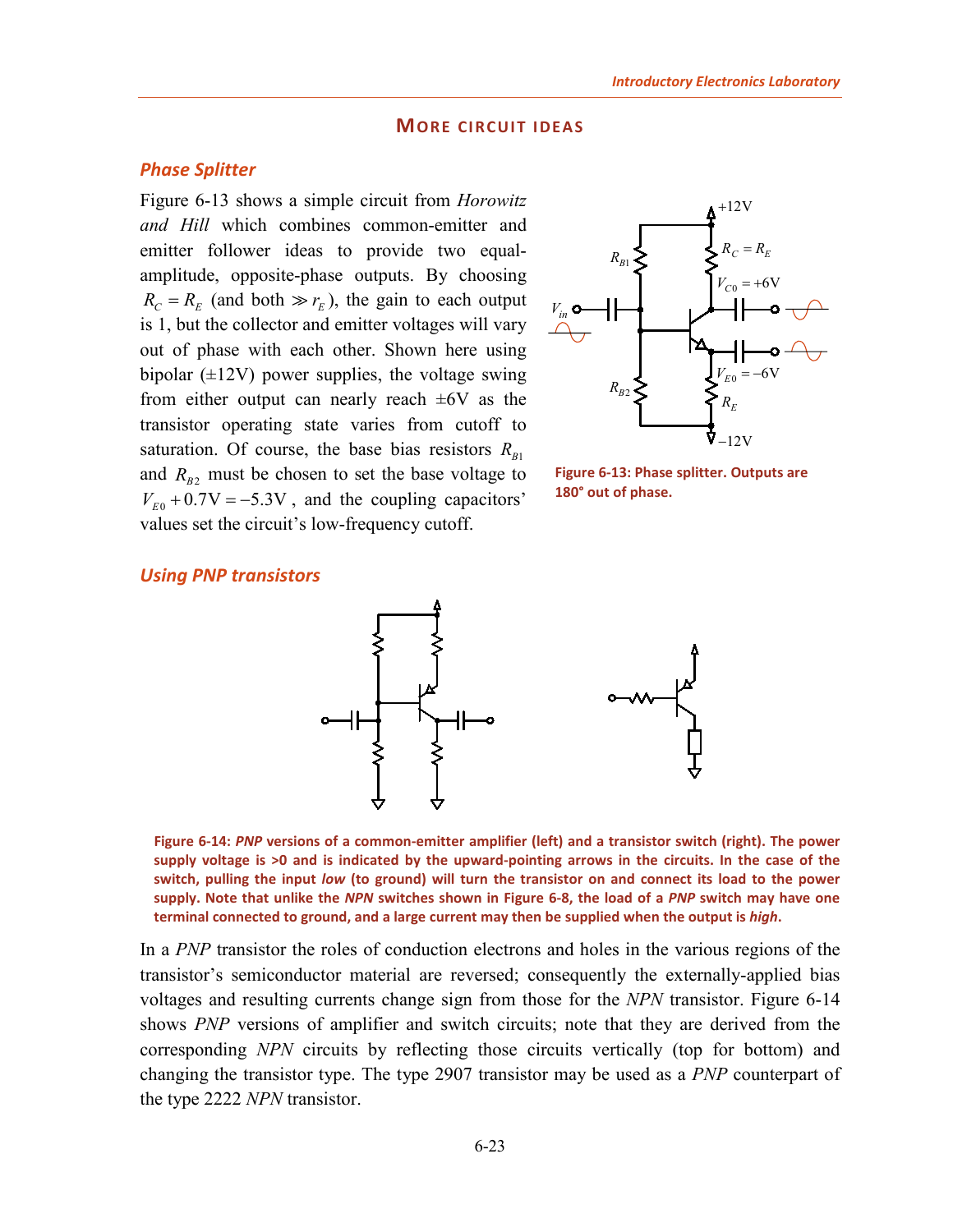## More circuit ideas

### Phase Splitter

Figure 6-13 shows a simple circuit from *Horowitz and Hill* which combines common-emitter and emitter follower ideas to provide two equal-amplitude, opposite-phase outputs. By choosing $R_C = R_E$ (and both $\gg r_E$), the gain to each output is 1, but the collector and emitter voltages will vary out of phase with each other. Shown here using bipolar (±12V) power supplies, the voltage swing from either output can nearly reach ±6V as the transistor operating state varies from cutoff to saturation. Of course, the base bias resistors $R_{B1}$ and $R_{B2}$ must be chosen to set the base voltage to $V_{E0} + 0.7\text{V} = -5.3\text{V}$, and the coupling capacitors' values set the circuit's low-frequency cutoff.

**Figure 6-13: Phase splitter. Outputs are 180° out of phase.**

### Using PNP transistors

**Figure 6-14: *PNP* versions of a common-emitter amplifier (left) and a transistor switch (right). The power supply voltage is >0 and is indicated by the upward-pointing arrows in the circuits. In the case of the switch, pulling the input *low* (to ground) will turn the transistor on and connect its load to the power supply. Note that unlike the *NPN* switches shown in Figure 6-8, the load of a *PNP* switch may have one terminal connected to ground, and a large current may then be supplied when the output is *high*.**

In a *PNP* transistor the roles of conduction electrons and holes in the various regions of the transistor's semiconductor material are reversed; consequently the externally-applied bias voltages and resulting currents change sign from those for the *NPN* transistor. Figure 6-14 shows *PNP* versions of amplifier and switch circuits; note that they are derived from the corresponding *NPN* circuits by reflecting those circuits vertically (top for bottom) and changing the transistor type. The type 2907 transistor may be used as a *PNP* counterpart of the type 2222 *NPN* transistor.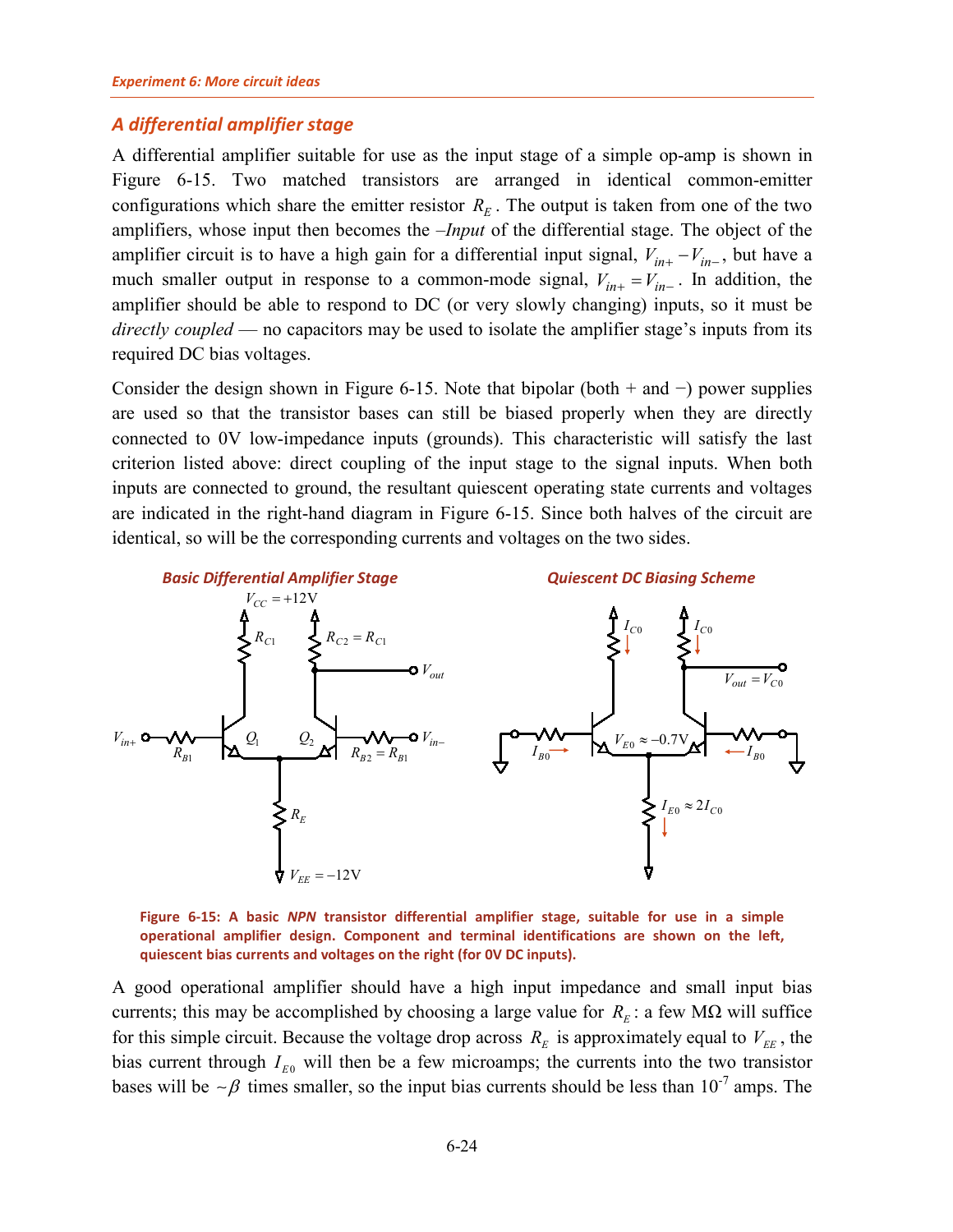## A differential amplifier stage

A differential amplifier suitable for use as the input stage of a simple op-amp is shown in Figure 6-15. Two matched transistors are arranged in identical common-emitter configurations which share the emitter resistor $R_E$. The output is taken from one of the two amplifiers, whose input then becomes the *–Input* of the differential stage. The object of the amplifier circuit is to have a high gain for a differential input signal, $V_{in+} - V_{in-}$, but have a much smaller output in response to a common-mode signal, $V_{in+} = V_{in-}$. In addition, the amplifier should be able to respond to DC (or very slowly changing) inputs, so it must be *directly coupled* — no capacitors may be used to isolate the amplifier stage's inputs from its required DC bias voltages.

Consider the design shown in Figure 6-15. Note that bipolar (both + and −) power supplies are used so that the transistor bases can still be biased properly when they are directly connected to 0V low-impedance inputs (grounds). This characteristic will satisfy the last criterion listed above: direct coupling of the input stage to the signal inputs. When both inputs are connected to ground, the resultant quiescent operating state currents and voltages are indicated in the right-hand diagram in Figure 6-15. Since both halves of the circuit are identical, so will be the corresponding currents and voltages on the two sides.

**Basic Differential Amplifier Stage** — **Quiescent DC Biasing Scheme**

Figure 6-15: A basic *NPN* transistor differential amplifier stage, suitable for use in a simple operational amplifier design. Component and terminal identifications are shown on the left, quiescent bias currents and voltages on the right (for 0V DC inputs).

A good operational amplifier should have a high input impedance and small input bias currents; this may be accomplished by choosing a large value for $R_E$: a few MΩ will suffice for this simple circuit. Because the voltage drop across $R_E$ is approximately equal to $V_{EE}$, the bias current through $I_{E0}$ will then be a few microamps; the currents into the two transistor bases will be $\sim\beta$ times smaller, so the input bias currents should be less than $10^{-7}$ amps. The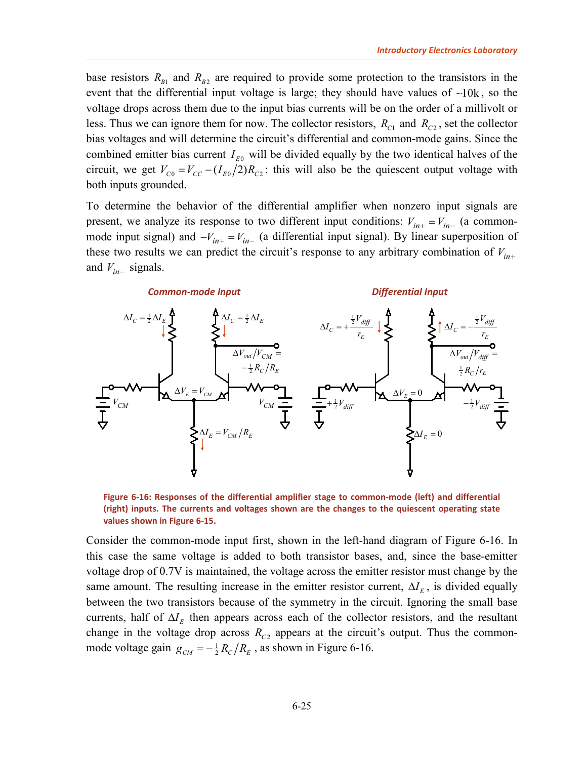base resistors $R_{B1}$ and $R_{B2}$ are required to provide some protection to the transistors in the event that the differential input voltage is large; they should have values of ~10k, so the voltage drops across them due to the input bias currents will be on the order of a millivolt or less. Thus we can ignore them for now. The collector resistors, $R_{C1}$ and $R_{C2}$, set the collector bias voltages and will determine the circuit's differential and common-mode gains. Since the combined emitter bias current $I_{E0}$ will be divided equally by the two identical halves of the circuit, we get $V_{C0} = V_{CC} - (I_{E0}/2)R_{C2}$: this will also be the quiescent output voltage with both inputs grounded.

To determine the behavior of the differential amplifier when nonzero input signals are present, we analyze its response to two different input conditions: $V_{in+} = V_{in-}$ (a common-mode input signal) and $-V_{in+} = V_{in-}$ (a differential input signal). By linear superposition of these two results we can predict the circuit's response to any arbitrary combination of $V_{in+}$ and $V_{in-}$ signals.

**Common-mode Input** — $\Delta I_C = \frac{1}{2}\Delta I_E$; $\Delta V_E = V_{CM}$; $\Delta I_E = V_{CM}/R_E$; $\Delta V_{out}/V_{CM} = -\frac{1}{2}R_C/R_E$

**Differential Input** — $\Delta I_C = +\frac{\frac{1}{2}V_{diff}}{r_E}$, $\Delta I_C = -\frac{\frac{1}{2}V_{diff}}{r_E}$; inputs $+\frac{1}{2}V_{diff}$ and $-\frac{1}{2}V_{diff}$; $\Delta V_E = 0$; $\Delta I_E = 0$; $\Delta V_{out}/V_{diff} = \frac{1}{2}R_C/r_E$

**Figure 6-16: Responses of the differential amplifier stage to common-mode (left) and differential (right) inputs. The currents and voltages shown are the changes to the quiescent operating state values shown in Figure 6-15.**

Consider the common-mode input first, shown in the left-hand diagram of Figure 6-16. In this case the same voltage is added to both transistor bases, and, since the base-emitter voltage drop of 0.7V is maintained, the voltage across the emitter resistor must change by the same amount. The resulting increase in the emitter resistor current, $\Delta I_E$, is divided equally between the two transistors because of the symmetry in the circuit. Ignoring the small base currents, half of $\Delta I_E$ then appears across each of the collector resistors, and the resultant change in the voltage drop across $R_{C2}$ appears at the circuit's output. Thus the common-mode voltage gain $g_{CM} = -\frac{1}{2}R_C/R_E$, as shown in Figure 6-16.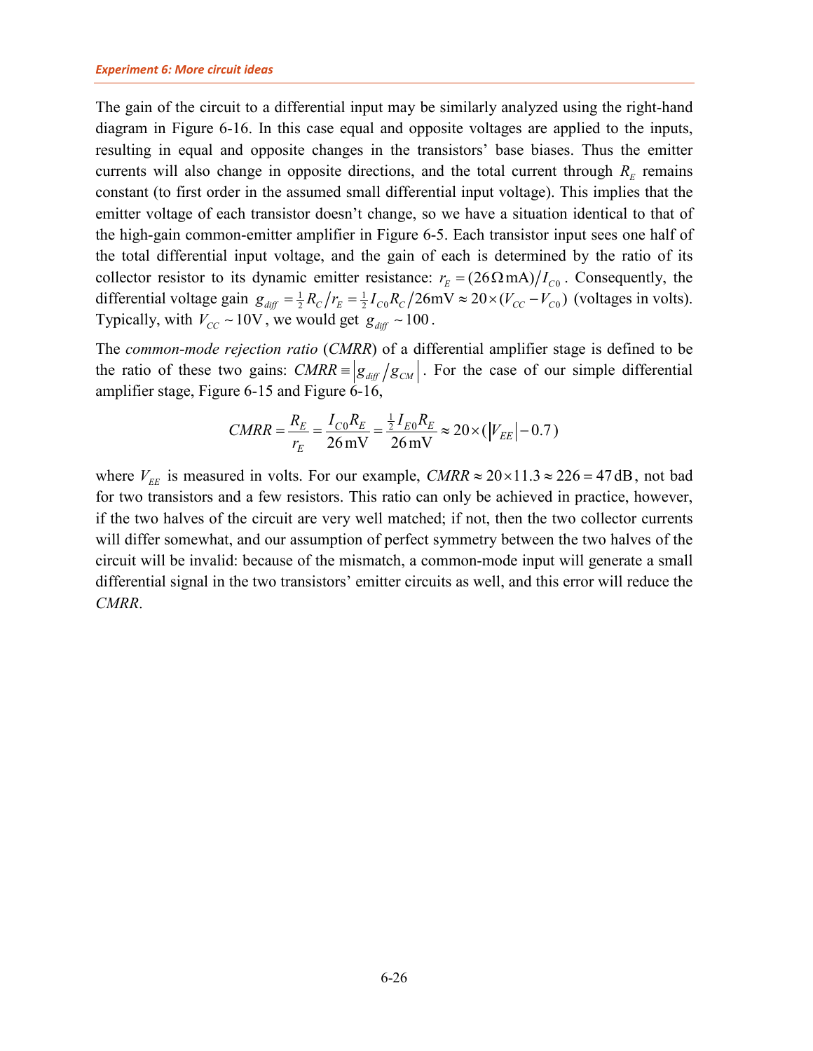The gain of the circuit to a differential input may be similarly analyzed using the right-hand diagram in Figure 6-16. In this case equal and opposite voltages are applied to the inputs, resulting in equal and opposite changes in the transistors' base biases. Thus the emitter currents will also change in opposite directions, and the total current through $R_E$ remains constant (to first order in the assumed small differential input voltage). This implies that the emitter voltage of each transistor doesn't change, so we have a situation identical to that of the high-gain common-emitter amplifier in Figure 6-5. Each transistor input sees one half of the total differential input voltage, and the gain of each is determined by the ratio of its collector resistor to its dynamic emitter resistance: $r_E = (26\,\Omega\,\text{mA})/I_{C0}$. Consequently, the differential voltage gain $g_{diff} = \frac{1}{2}R_C/r_E = \frac{1}{2}I_{C0}R_C/26\text{mV} \approx 20\times(V_{CC} - V_{C0})$ (voltages in volts). Typically, with $V_{CC} \sim 10\text{V}$, we would get $g_{diff} \sim 100$.

The *common-mode rejection ratio* (*CMRR*) of a differential amplifier stage is defined to be the ratio of these two gains: $CMRR \equiv \left| g_{diff}/g_{CM} \right|$. For the case of our simple differential amplifier stage, Figure 6-15 and Figure 6-16,

$$CMRR = \frac{R_E}{r_E} = \frac{I_{C0}R_E}{26\,\text{mV}} = \frac{\frac{1}{2}I_{E0}R_E}{26\,\text{mV}} \approx 20\times(\left|V_{EE}\right| - 0.7)$$

where $V_{EE}$ is measured in volts. For our example, $CMRR \approx 20\times 11.3 \approx 226 = 47\,\text{dB}$, not bad for two transistors and a few resistors. This ratio can only be achieved in practice, however, if the two halves of the circuit are very well matched; if not, then the two collector currents will differ somewhat, and our assumption of perfect symmetry between the two halves of the circuit will be invalid: because of the mismatch, a common-mode input will generate a small differential signal in the two transistors' emitter circuits as well, and this error will reduce the *CMRR*.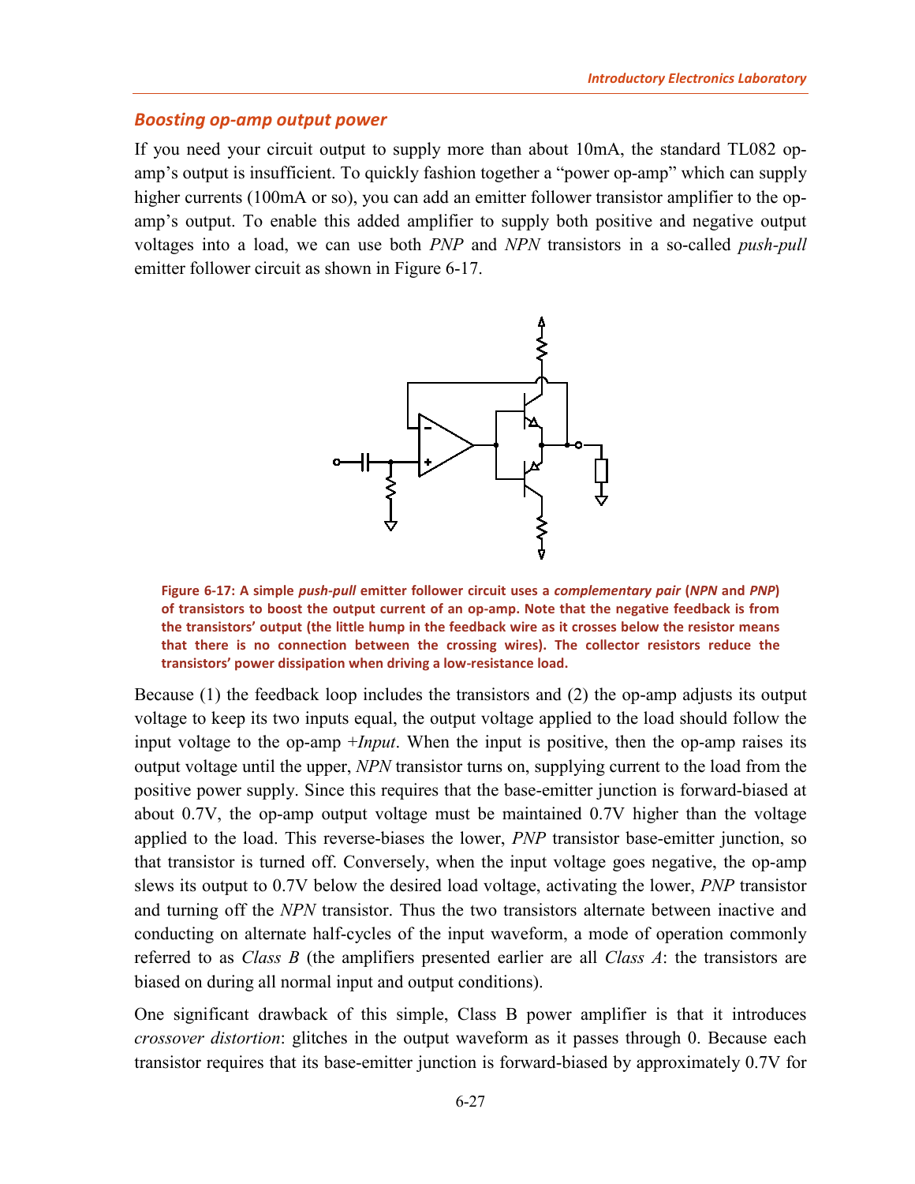### *Boosting op-amp output power*

If you need your circuit output to supply more than about 10mA, the standard TL082 op-amp's output is insufficient. To quickly fashion together a "power op-amp" which can supply higher currents (100mA or so), you can add an emitter follower transistor amplifier to the op-amp's output. To enable this added amplifier to supply both positive and negative output voltages into a load, we can use both *PNP* and *NPN* transistors in a so-called *push-pull* emitter follower circuit as shown in Figure 6-17.

**Figure 6-17: A simple *push-pull* emitter follower circuit uses a *complementary pair* (*NPN* and *PNP*) of transistors to boost the output current of an op-amp. Note that the negative feedback is from the transistors' output (the little hump in the feedback wire as it crosses below the resistor means that there is no connection between the crossing wires). The collector resistors reduce the transistors' power dissipation when driving a low-resistance load.**

Because (1) the feedback loop includes the transistors and (2) the op-amp adjusts its output voltage to keep its two inputs equal, the output voltage applied to the load should follow the input voltage to the op-amp *+Input*. When the input is positive, then the op-amp raises its output voltage until the upper, *NPN* transistor turns on, supplying current to the load from the positive power supply. Since this requires that the base-emitter junction is forward-biased at about 0.7V, the op-amp output voltage must be maintained 0.7V higher than the voltage applied to the load. This reverse-biases the lower, *PNP* transistor base-emitter junction, so that transistor is turned off. Conversely, when the input voltage goes negative, the op-amp slews its output to 0.7V below the desired load voltage, activating the lower, *PNP* transistor and turning off the *NPN* transistor. Thus the two transistors alternate between inactive and conducting on alternate half-cycles of the input waveform, a mode of operation commonly referred to as *Class B* (the amplifiers presented earlier are all *Class A*: the transistors are biased on during all normal input and output conditions).

One significant drawback of this simple, Class B power amplifier is that it introduces *crossover distortion*: glitches in the output waveform as it passes through 0. Because each transistor requires that its base-emitter junction is forward-biased by approximately 0.7V for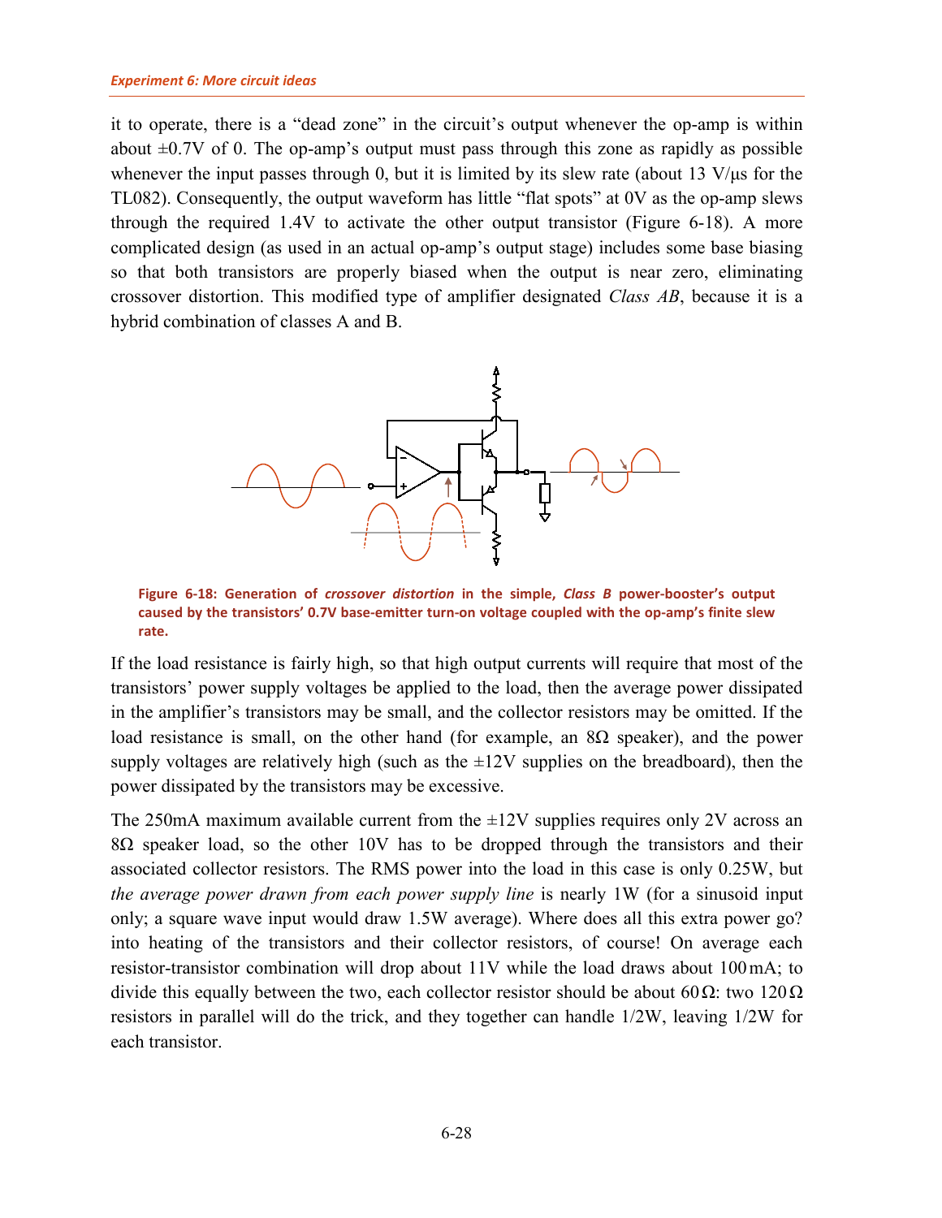it to operate, there is a "dead zone" in the circuit's output whenever the op-amp is within about ±0.7V of 0. The op-amp's output must pass through this zone as rapidly as possible whenever the input passes through 0, but it is limited by its slew rate (about 13 V/µs for the TL082). Consequently, the output waveform has little "flat spots" at 0V as the op-amp slews through the required 1.4V to activate the other output transistor (Figure 6-18). A more complicated design (as used in an actual op-amp's output stage) includes some base biasing so that both transistors are properly biased when the output is near zero, eliminating crossover distortion. This modified type of amplifier designated *Class AB*, because it is a hybrid combination of classes A and B.

**Figure 6-18: Generation of *crossover distortion* in the simple, *Class B* power-booster's output caused by the transistors' 0.7V base-emitter turn-on voltage coupled with the op-amp's finite slew rate.**

If the load resistance is fairly high, so that high output currents will require that most of the transistors' power supply voltages be applied to the load, then the average power dissipated in the amplifier's transistors may be small, and the collector resistors may be omitted. If the load resistance is small, on the other hand (for example, an 8Ω speaker), and the power supply voltages are relatively high (such as the ±12V supplies on the breadboard), then the power dissipated by the transistors may be excessive.

The 250mA maximum available current from the ±12V supplies requires only 2V across an 8Ω speaker load, so the other 10V has to be dropped through the transistors and their associated collector resistors. The RMS power into the load in this case is only 0.25W, but *the average power drawn from each power supply line* is nearly 1W (for a sinusoid input only; a square wave input would draw 1.5W average). Where does all this extra power go? into heating of the transistors and their collector resistors, of course! On average each resistor-transistor combination will drop about 11V while the load draws about 100 mA; to divide this equally between the two, each collector resistor should be about 60 Ω: two 120 Ω resistors in parallel will do the trick, and they together can handle 1/2W, leaving 1/2W for each transistor.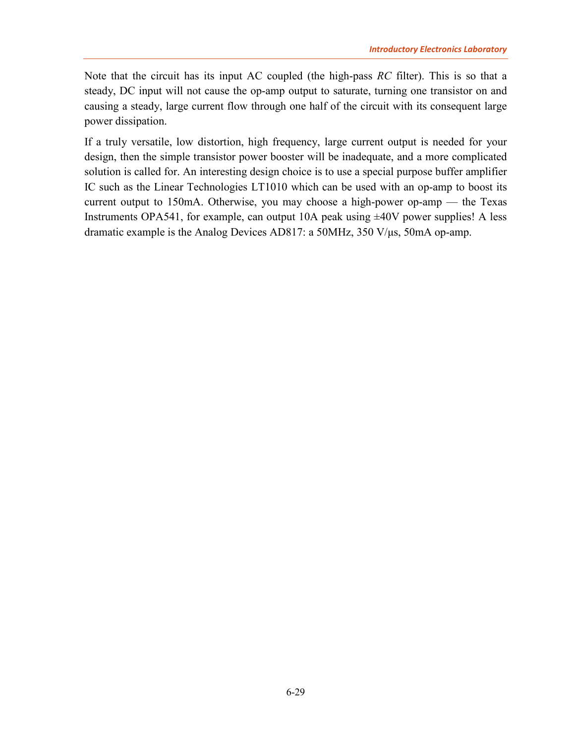Note that the circuit has its input AC coupled (the high-pass *RC* filter). This is so that a steady, DC input will not cause the op-amp output to saturate, turning one transistor on and causing a steady, large current flow through one half of the circuit with its consequent large power dissipation.

If a truly versatile, low distortion, high frequency, large current output is needed for your design, then the simple transistor power booster will be inadequate, and a more complicated solution is called for. An interesting design choice is to use a special purpose buffer amplifier IC such as the Linear Technologies LT1010 which can be used with an op-amp to boost its current output to 150mA. Otherwise, you may choose a high-power op-amp — the Texas Instruments OPA541, for example, can output 10A peak using ±40V power supplies! A less dramatic example is the Analog Devices AD817: a 50MHz, 350 V/μs, 50mA op-amp.